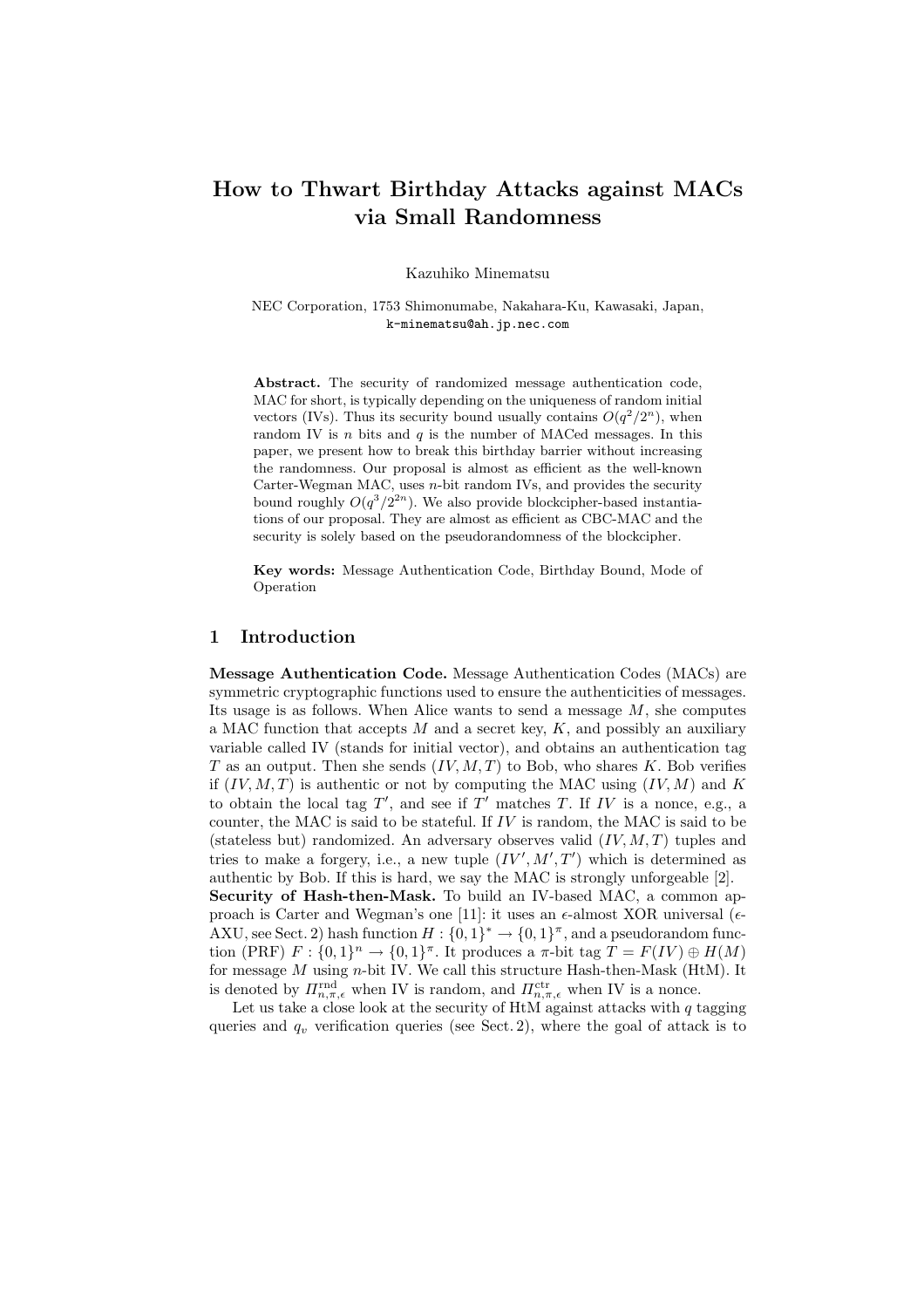# How to Thwart Birthday Attacks against MACs via Small Randomness

Kazuhiko Minematsu

NEC Corporation, 1753 Shimonumabe, Nakahara-Ku, Kawasaki, Japan,
k-minematsu@ah.jp.nec.com

**Abstract.** The security of randomized message authentication code, MAC for short, is typically depending on the uniqueness of random initial vectors (IVs). Thus its security bound usually contains $O(q^2/2^n)$, when random IV is $n$ bits and $q$ is the number of MACed messages. In this paper, we present how to break this birthday barrier without increasing the randomness. Our proposal is almost as efficient as the well-known Carter-Wegman MAC, uses $n$-bit random IVs, and provides the security bound roughly $O(q^3/2^{2n})$. We also provide blockcipher-based instantiations of our proposal. They are almost as efficient as CBC-MAC and the security is solely based on the pseudorandomness of the blockcipher.

**Key words:** Message Authentication Code, Birthday Bound, Mode of Operation

## 1 Introduction

**Message Authentication Code.** Message Authentication Codes (MACs) are symmetric cryptographic functions used to ensure the authenticities of messages. Its usage is as follows. When Alice wants to send a message $M$, she computes a MAC function that accepts $M$ and a secret key, $K$, and possibly an auxiliary variable called IV (stands for initial vector), and obtains an authentication tag $T$ as an output. Then she sends $(IV, M, T)$ to Bob, who shares $K$. Bob verifies if $(IV, M, T)$ is authentic or not by computing the MAC using $(IV, M)$ and $K$ to obtain the local tag $T'$, and see if $T'$ matches $T$. If $IV$ is a nonce, e.g., a counter, the MAC is said to be stateful. If $IV$ is random, the MAC is said to be (stateless but) randomized. An adversary observes valid $(IV, M, T)$ tuples and tries to make a forgery, i.e., a new tuple $(IV', M', T')$ which is determined as authentic by Bob. If this is hard, we say the MAC is strongly unforgeable [2].

**Security of Hash-then-Mask.** To build an IV-based MAC, a common approach is Carter and Wegman's one [11]: it uses an $\epsilon$-almost XOR universal ($\epsilon$-AXU, see Sect. 2) hash function $H : \{0,1\}^* \rightarrow \{0,1\}^\pi$, and a pseudorandom function (PRF) $F : \{0,1\}^n \rightarrow \{0,1\}^\pi$. It produces a $\pi$-bit tag $T = F(IV) \oplus H(M)$ for message $M$ using $n$-bit IV. We call this structure Hash-then-Mask (HtM). It is denoted by $\Pi^{\text{rnd}}_{n,\pi,\epsilon}$ when IV is random, and $\Pi^{\text{ctr}}_{n,\pi,\epsilon}$ when IV is a nonce.

Let us take a close look at the security of HtM against attacks with $q$ tagging queries and $q_v$ verification queries (see Sect. 2), where the goal of attack is to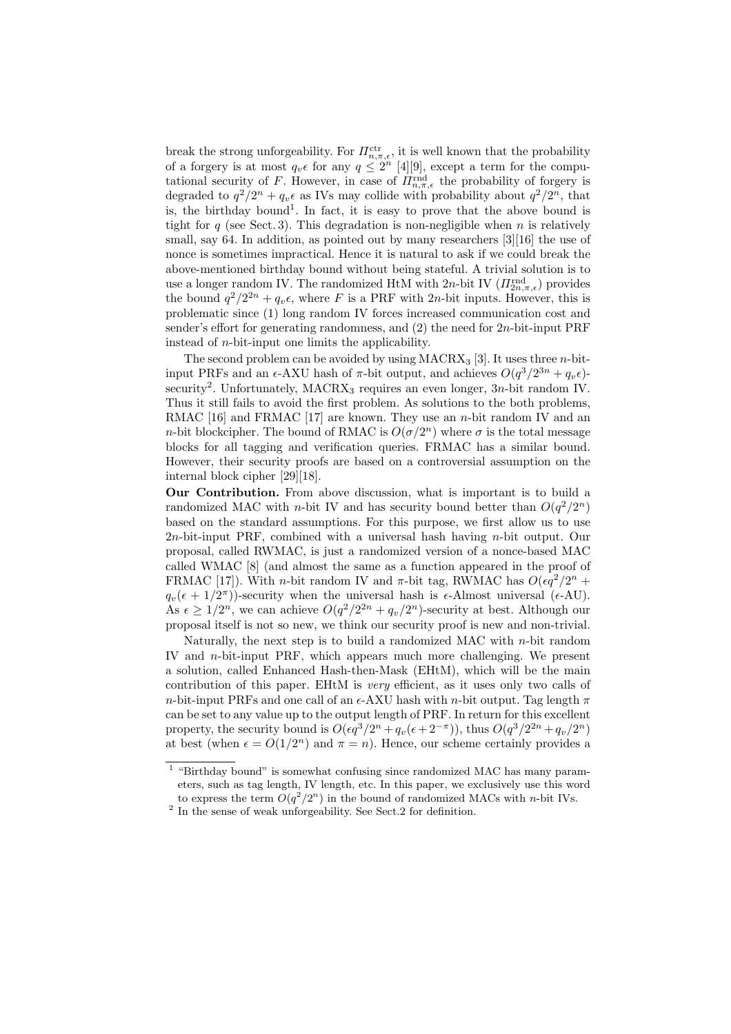break the strong unforgeability. For $\Pi^{\mathrm{ctr}}_{n,\pi,\epsilon}$, it is well known that the probability of a forgery is at most $q_v\epsilon$ for any $q \le 2^n$ [4][9], except a term for the computational security of $F$. However, in case of $\Pi^{\mathrm{rnd}}_{n,\pi,\epsilon}$ the probability of forgery is degraded to $q^2/2^n + q_v\epsilon$ as IVs may collide with probability about $q^2/2^n$, that is, the birthday bound[1]. In fact, it is easy to prove that the above bound is tight for $q$ (see Sect. 3). This degradation is non-negligible when $n$ is relatively small, say 64. In addition, as pointed out by many researchers [3][16] the use of nonce is sometimes impractical. Hence it is natural to ask if we could break the above-mentioned birthday bound without being stateful. A trivial solution is to use a longer random IV. The randomized HtM with $2n$-bit IV ($\Pi^{\mathrm{rnd}}_{2n,\pi,\epsilon}$) provides the bound $q^2/2^{2n} + q_v\epsilon$, where $F$ is a PRF with $2n$-bit inputs. However, this is problematic since (1) long random IV forces increased communication cost and sender's effort for generating randomness, and (2) the need for $2n$-bit-input PRF instead of $n$-bit-input one limits the applicability.

The second problem can be avoided by using $\mathrm{MACRX}_3$ [3]. It uses three $n$-bit-input PRFs and an $\epsilon$-AXU hash of $\pi$-bit output, and achieves $O(q^3/2^{3n} + q_v\epsilon)$-security[2]. Unfortunately, $\mathrm{MACRX}_3$ requires an even longer, $3n$-bit random IV. Thus it still fails to avoid the first problem. As solutions to the both problems, RMAC [16] and FRMAC [17] are known. They use an $n$-bit random IV and an $n$-bit blockcipher. The bound of RMAC is $O(\sigma/2^n)$ where $\sigma$ is the total message blocks for all tagging and verification queries. FRMAC has a similar bound. However, their security proofs are based on a controversial assumption on the internal block cipher [29][18].

**Our Contribution.** From above discussion, what is important is to build a randomized MAC with $n$-bit IV and has security bound better than $O(q^2/2^n)$ based on the standard assumptions. For this purpose, we first allow us to use $2n$-bit-input PRF, combined with a universal hash having $n$-bit output. Our proposal, called RWMAC, is just a randomized version of a nonce-based MAC called WMAC [8] (and almost the same as a function appeared in the proof of FRMAC [17]). With $n$-bit random IV and $\pi$-bit tag, RWMAC has $O(\epsilon q^2/2^n + q_v(\epsilon + 1/2^\pi))$-security when the universal hash is $\epsilon$-Almost universal ($\epsilon$-AU). As $\epsilon \ge 1/2^n$, we can achieve $O(q^2/2^{2n} + q_v/2^n)$-security at best. Although our proposal itself is not so new, we think our security proof is new and non-trivial.

Naturally, the next step is to build a randomized MAC with $n$-bit random IV and $n$-bit-input PRF, which appears much more challenging. We present a solution, called Enhanced Hash-then-Mask (EHtM), which will be the main contribution of this paper. EHtM is *very* efficient, as it uses only two calls of $n$-bit-input PRFs and one call of an $\epsilon$-AXU hash with $n$-bit output. Tag length $\pi$ can be set to any value up to the output length of PRF. In return for this excellent property, the security bound is $O(\epsilon q^3/2^n + q_v(\epsilon + 2^{-\pi}))$, thus $O(q^3/2^{2n} + q_v/2^n)$ at best (when $\epsilon = O(1/2^n)$ and $\pi = n$). Hence, our scheme certainly provides a

[1] "Birthday bound" is somewhat confusing since randomized MAC has many parameters, such as tag length, IV length, etc. In this paper, we exclusively use this word to express the term $O(q^2/2^n)$ in the bound of randomized MACs with $n$-bit IVs.

[2] In the sense of weak unforgeability. See Sect.2 for definition.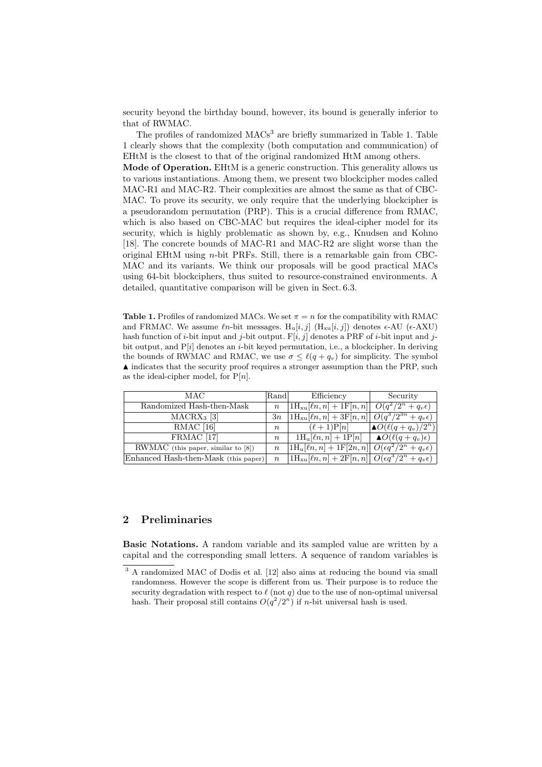security beyond the birthday bound, however, its bound is generally inferior to that of RWMAC.

The profiles of randomized MACs[3] are briefly summarized in Table 1. Table 1 clearly shows that the complexity (both computation and communication) of EHtM is the closest to that of the original randomized HtM among others.

**Mode of Operation.** EHtM is a generic construction. This generality allows us to various instantiations. Among them, we present two blockcipher modes called MAC-R1 and MAC-R2. Their complexities are almost the same as that of CBC-MAC. To prove its security, we only require that the underlying blockcipher is a pseudorandom permutation (PRP). This is a crucial difference from RMAC, which is also based on CBC-MAC but requires the ideal-cipher model for its security, which is highly problematic as shown by, e.g., Knudsen and Kohno [18]. The concrete bounds of MAC-R1 and MAC-R2 are slight worse than the original EHtM using $n$-bit PRFs. Still, there is a remarkable gain from CBC-MAC and its variants. We think our proposals will be good practical MACs using 64-bit blockciphers, thus suited to resource-constrained environments. A detailed, quantitative comparison will be given in Sect. 6.3.

**Table 1.** Profiles of randomized MACs. We set $\pi = n$ for the compatibility with RMAC and FRMAC. We assume $\ell n$-bit messages. $\mathrm{H_u}[i,j]$ ($\mathrm{H_{xu}}[i,j]$) denotes $\epsilon$-AU ($\epsilon$-AXU) hash function of $i$-bit input and $j$-bit output. $\mathrm{F}[i,j]$ denotes a PRF of $i$-bit input and $j$-bit output, and $\mathrm{P}[i]$ denotes an $i$-bit keyed permutation, i.e., a blockcipher. In deriving the bounds of RWMAC and RMAC, we use $\sigma \leq \ell(q+q_v)$ for simplicity. The symbol $\blacktriangle$ indicates that the security proof requires a stronger assumption than the PRP, such as the ideal-cipher model, for $\mathrm{P}[n]$.

| MAC | Rand | Efficiency | Security |
|---|---|---|---|
| Randomized Hash-then-Mask | $n$ | $1\mathrm{H_{xu}}[\ell n, n] + 1\mathrm{F}[n,n]$ | $O(q^2/2^n + q_v\epsilon)$ |
| MACRX$_3$ [3] | $3n$ | $1\mathrm{H_{xu}}[\ell n, n] + 3\mathrm{F}[n,n]$ | $O(q^3/2^{3n} + q_v\epsilon)$ |
| RMAC [16] | $n$ | $(\ell+1)\mathrm{P}[n]$ | $\blacktriangle O(\ell(q+q_v)/2^n)$ |
| FRMAC [17] | $n$ | $1\mathrm{H_u}[\ell n, n] + 1\mathrm{P}[n]$ | $\blacktriangle O(\ell(q+q_v)\epsilon)$ |
| RWMAC (this paper, similar to [8]) | $n$ | $1\mathrm{H_u}[\ell n, n] + 1\mathrm{F}[2n,n]$ | $O(\epsilon q^2/2^n + q_v\epsilon)$ |
| Enhanced Hash-then-Mask (this paper) | $n$ | $1\mathrm{H_{xu}}[\ell n, n] + 2\mathrm{F}[n,n]$ | $O(\epsilon q^3/2^n + q_v\epsilon)$ |

## 2 Preliminaries

**Basic Notations.** A random variable and its sampled value are written by a capital and the corresponding small letters. A sequence of random variables is

[3] A randomized MAC of Dodis et al. [12] also aims at reducing the bound via small randomness. However the scope is different from us. Their purpose is to reduce the security degradation with respect to $\ell$ (not $q$) due to the use of non-optimal universal hash. Their proposal still contains $O(q^2/2^n)$ if $n$-bit universal hash is used.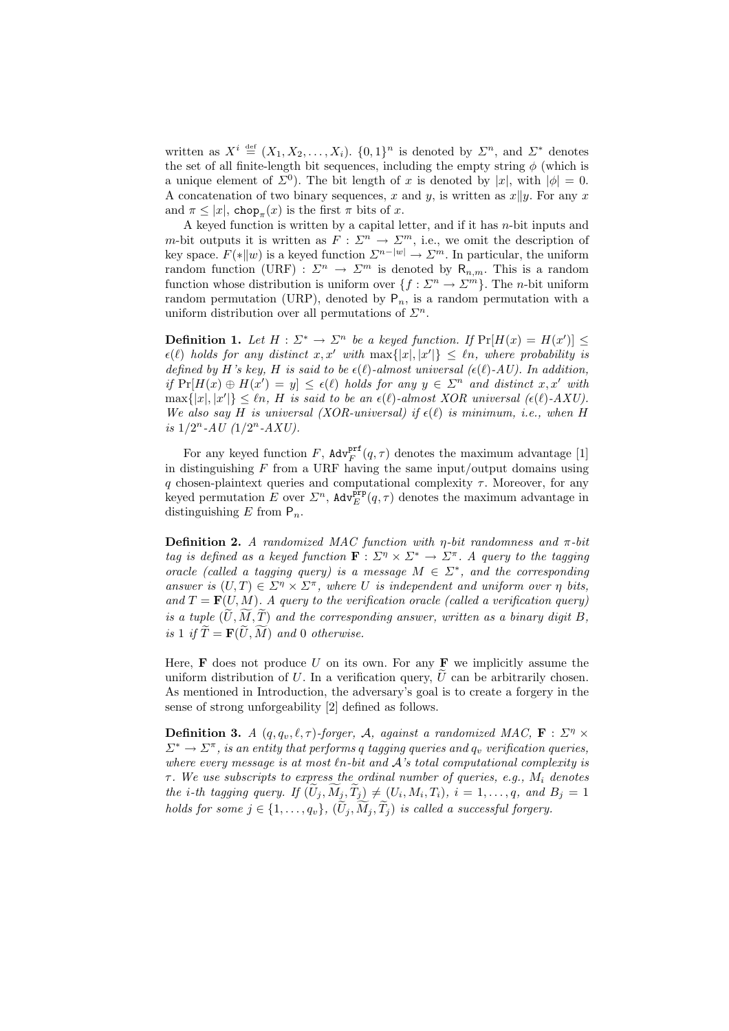written as $X^i \overset{\text{def}}{=} (X_1, X_2, \ldots, X_i)$. $\{0,1\}^n$ is denoted by $\Sigma^n$, and $\Sigma^*$ denotes the set of all finite-length bit sequences, including the empty string $\phi$ (which is a unique element of $\Sigma^0$). The bit length of $x$ is denoted by $|x|$, with $|\phi| = 0$. A concatenation of two binary sequences, $x$ and $y$, is written as $x\|y$. For any $x$ and $\pi \le |x|$, $\mathtt{chop}_\pi(x)$ is the first $\pi$ bits of $x$.

A keyed function is written by a capital letter, and if it has $n$-bit inputs and $m$-bit outputs it is written as $F : \Sigma^n \to \Sigma^m$, i.e., we omit the description of key space. $F(*\|w)$ is a keyed function $\Sigma^{n-|w|} \to \Sigma^m$. In particular, the uniform random function (URF) : $\Sigma^n \to \Sigma^m$ is denoted by $\mathsf{R}_{n,m}$. This is a random function whose distribution is uniform over $\{f : \Sigma^n \to \Sigma^m\}$. The $n$-bit uniform random permutation (URP), denoted by $\mathsf{P}_n$, is a random permutation with a uniform distribution over all permutations of $\Sigma^n$.

**Definition 1.** *Let $H : \Sigma^* \to \Sigma^n$ be a keyed function. If $\Pr[H(x) = H(x')] \le \epsilon(\ell)$ holds for any distinct $x, x'$ with $\max\{|x|, |x'|\} \le \ell n$, where probability is defined by $H$'s key, $H$ is said to be $\epsilon(\ell)$-almost universal ($\epsilon(\ell)$-AU). In addition, if $\Pr[H(x) \oplus H(x') = y] \le \epsilon(\ell)$ holds for any $y \in \Sigma^n$ and distinct $x, x'$ with $\max\{|x|, |x'|\} \le \ell n$, $H$ is said to be an $\epsilon(\ell)$-almost XOR universal ($\epsilon(\ell)$-AXU). We also say $H$ is universal (XOR-universal) if $\epsilon(\ell)$ is minimum, i.e., when $H$ is $1/2^n$-AU ($1/2^n$-AXU).*

For any keyed function $F$, $\mathtt{Adv}^{\mathtt{prf}}_F(q, \tau)$ denotes the maximum advantage [1] in distinguishing $F$ from a URF having the same input/output domains using $q$ chosen-plaintext queries and computational complexity $\tau$. Moreover, for any keyed permutation $E$ over $\Sigma^n$, $\mathtt{Adv}^{\mathtt{prp}}_E(q, \tau)$ denotes the maximum advantage in distinguishing $E$ from $\mathsf{P}_n$.

**Definition 2.** *A randomized MAC function with $\eta$-bit randomness and $\pi$-bit tag is defined as a keyed function $\mathbf{F} : \Sigma^\eta \times \Sigma^* \to \Sigma^\pi$. A query to the tagging oracle (called a tagging query) is a message $M \in \Sigma^*$, and the corresponding answer is $(U, T) \in \Sigma^\eta \times \Sigma^\pi$, where $U$ is independent and uniform over $\eta$ bits, and $T = \mathbf{F}(U, M)$. A query to the verification oracle (called a verification query) is a tuple $(\widetilde{U}, \widetilde{M}, \widetilde{T})$ and the corresponding answer, written as a binary digit $B$, is 1 if $\widetilde{T} = \mathbf{F}(\widetilde{U}, \widetilde{M})$ and 0 otherwise.*

Here, $\mathbf{F}$ does not produce $U$ on its own. For any $\mathbf{F}$ we implicitly assume the uniform distribution of $U$. In a verification query, $\widetilde{U}$ can be arbitrarily chosen. As mentioned in Introduction, the adversary's goal is to create a forgery in the sense of strong unforgeability [2] defined as follows.

**Definition 3.** *A $(q, q_v, \ell, \tau)$-forger, $\mathcal{A}$, against a randomized MAC, $\mathbf{F} : \Sigma^\eta \times \Sigma^* \to \Sigma^\pi$, is an entity that performs $q$ tagging queries and $q_v$ verification queries, where every message is at most $\ell n$-bit and $\mathcal{A}$'s total computational complexity is $\tau$. We use subscripts to express the ordinal number of queries, e.g., $M_i$ denotes the $i$-th tagging query. If $(\widetilde{U}_j, \widetilde{M}_j, \widetilde{T}_j) \neq (U_i, M_i, T_i)$, $i = 1, \ldots, q$, and $B_j = 1$ holds for some $j \in \{1, \ldots, q_v\}$, $(\widetilde{U}_j, \widetilde{M}_j, \widetilde{T}_j)$ is called a successful forgery.*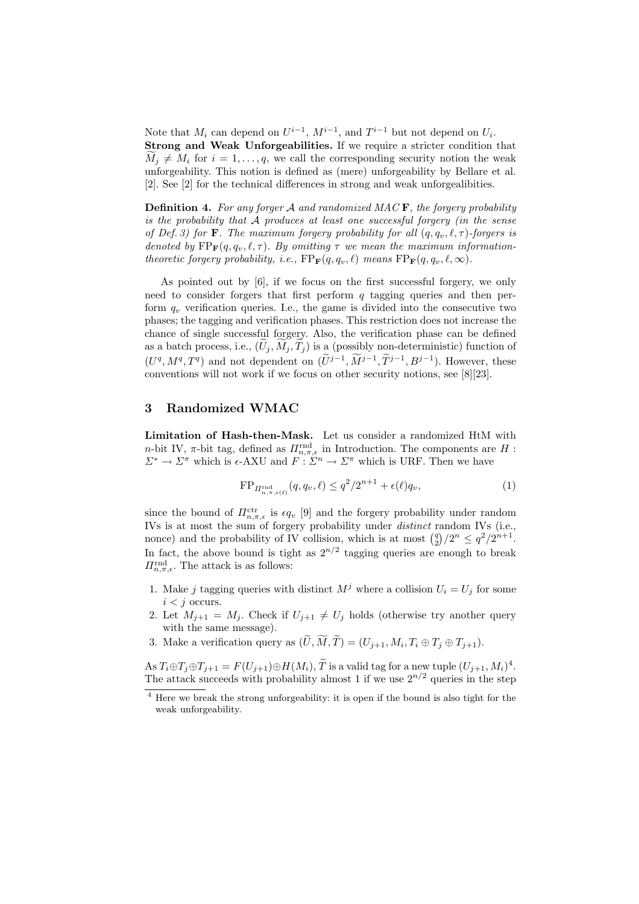Note that $M_i$ can depend on $U^{i-1}$, $M^{i-1}$, and $T^{i-1}$ but not depend on $U_i$.

**Strong and Weak Unforgeabilities.** If we require a stricter condition that $\widetilde{M}_j \neq M_i$ for $i = 1, \ldots, q$, we call the corresponding security notion the weak unforgeability. This notion is defined as (mere) unforgeability by Bellare et al. [2]. See [2] for the technical differences in strong and weak unforgealibities.

**Definition 4.** *For any forger $\mathcal{A}$ and randomized MAC $\mathbf{F}$, the forgery probability is the probability that $\mathcal{A}$ produces at least one successful forgery (in the sense of Def. 3) for $\mathbf{F}$. The maximum forgery probability for all $(q, q_v, \ell, \tau)$-forgers is denoted by $\mathrm{FP}_{\mathbf{F}}(q, q_v, \ell, \tau)$. By omitting $\tau$ we mean the maximum information-theoretic forgery probability, i.e., $\mathrm{FP}_{\mathbf{F}}(q, q_v, \ell)$ means $\mathrm{FP}_{\mathbf{F}}(q, q_v, \ell, \infty)$.*

As pointed out by [6], if we focus on the first successful forgery, we only need to consider forgers that first perform $q$ tagging queries and then perform $q_v$ verification queries. I.e., the game is divided into the consecutive two phases; the tagging and verification phases. This restriction does not increase the chance of single successful forgery. Also, the verification phase can be defined as a batch process, i.e., $(\widetilde{U}_j, \widetilde{M}_j, \widetilde{T}_j)$ is a (possibly non-deterministic) function of $(U^q, M^q, T^q)$ and not dependent on $(\widetilde{U}^{j-1}, \widetilde{M}^{j-1}, \widetilde{T}^{j-1}, B^{j-1})$. However, these conventions will not work if we focus on other security notions, see [8][23].

## 3 Randomized WMAC

**Limitation of Hash-then-Mask.** Let us consider a randomized HtM with $n$-bit IV, $\pi$-bit tag, defined as $\mathit{\Pi}^{\mathrm{rnd}}_{n,\pi,\epsilon}$ in Introduction. The components are $H : \Sigma^* \to \Sigma^\pi$ which is $\epsilon$-AXU and $F : \Sigma^n \to \Sigma^\pi$ which is URF. Then we have

$$\mathrm{FP}_{\mathit{\Pi}^{\mathrm{rnd}}_{n,\pi,\epsilon(\ell)}}(q, q_v, \ell) \leq q^2/2^{n+1} + \epsilon(\ell) q_v, \tag{1}$$

since the bound of $\mathit{\Pi}^{\mathrm{ctr}}_{n,\pi,\epsilon}$ is $\epsilon q_v$ [9] and the forgery probability under random IVs is at most the sum of forgery probability under *distinct* random IVs (i.e., nonce) and the probability of IV collision, which is at most $\binom{q}{2}/2^n \leq q^2/2^{n+1}$. In fact, the above bound is tight as $2^{n/2}$ tagging queries are enough to break $\mathit{\Pi}^{\mathrm{rnd}}_{n,\pi,\epsilon}$. The attack is as follows:

1. Make $j$ tagging queries with distinct $M^j$ where a collision $U_i = U_j$ for some $i < j$ occurs.
2. Let $M_{j+1} = M_j$. Check if $U_{j+1} \neq U_j$ holds (otherwise try another query with the same message).
3. Make a verification query as $(\widetilde{U}, \widetilde{M}, \widetilde{T}) = (U_{j+1}, M_i, T_i \oplus T_j \oplus T_{j+1})$.

As $T_i \oplus T_j \oplus T_{j+1} = F(U_{j+1}) \oplus H(M_i)$, $\widetilde{T}$ is a valid tag for a new tuple $(U_{j+1}, M_i)$[4]. The attack succeeds with probability almost 1 if we use $2^{n/2}$ queries in the step

[4] Here we break the strong unforgeability: it is open if the bound is also tight for the weak unforgeability.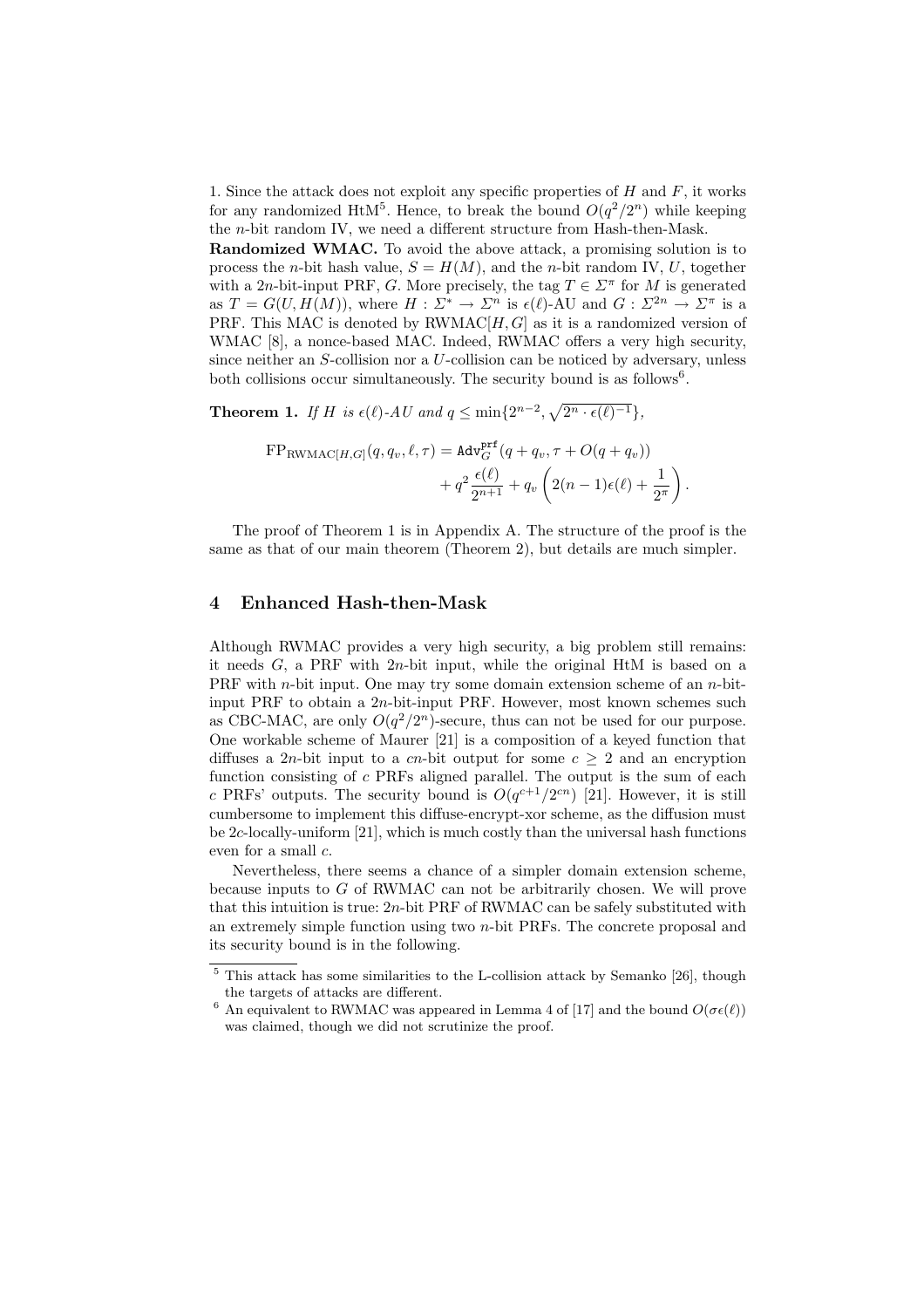1. Since the attack does not exploit any specific properties of $H$ and $F$, it works for any randomized HtM[5]. Hence, to break the bound $O(q^2/2^n)$ while keeping the $n$-bit random IV, we need a different structure from Hash-then-Mask.

**Randomized WMAC.** To avoid the above attack, a promising solution is to process the $n$-bit hash value, $S = H(M)$, and the $n$-bit random IV, $U$, together with a $2n$-bit-input PRF, $G$. More precisely, the tag $T \in \Sigma^\pi$ for $M$ is generated as $T = G(U, H(M))$, where $H : \Sigma^* \to \Sigma^n$ is $\epsilon(\ell)$-AU and $G : \Sigma^{2n} \to \Sigma^\pi$ is a PRF. This MAC is denoted by RWMAC$[H, G]$ as it is a randomized version of WMAC [8], a nonce-based MAC. Indeed, RWMAC offers a very high security, since neither an $S$-collision nor a $U$-collision can be noticed by adversary, unless both collisions occur simultaneously. The security bound is as follows[6].

**Theorem 1.** *If $H$ is $\epsilon(\ell)$-AU and $q \le \min\{2^{n-2}, \sqrt{2^n \cdot \epsilon(\ell)^{-1}}\}$,*

$$\mathrm{FP}_{\mathrm{RWMAC}[H,G]}(q, q_v, \ell, \tau) = \mathtt{Adv}_G^{\mathtt{prf}}(q + q_v, \tau + O(q + q_v)) + q^2 \frac{\epsilon(\ell)}{2^{n+1}} + q_v \left(2(n-1)\epsilon(\ell) + \frac{1}{2^\pi}\right).$$

The proof of Theorem 1 is in Appendix A. The structure of the proof is the same as that of our main theorem (Theorem 2), but details are much simpler.

## 4 Enhanced Hash-then-Mask

Although RWMAC provides a very high security, a big problem still remains: it needs $G$, a PRF with $2n$-bit input, while the original HtM is based on a PRF with $n$-bit input. One may try some domain extension scheme of an $n$-bit-input PRF to obtain a $2n$-bit-input PRF. However, most known schemes such as CBC-MAC, are only $O(q^2/2^n)$-secure, thus can not be used for our purpose. One workable scheme of Maurer [21] is a composition of a keyed function that diffuses a $2n$-bit input to a $cn$-bit output for some $c \ge 2$ and an encryption function consisting of $c$ PRFs aligned parallel. The output is the sum of each $c$ PRFs' outputs. The security bound is $O(q^{c+1}/2^{cn})$ [21]. However, it is still cumbersome to implement this diffuse-encrypt-xor scheme, as the diffusion must be $2c$-locally-uniform [21], which is much costly than the universal hash functions even for a small $c$.

Nevertheless, there seems a chance of a simpler domain extension scheme, because inputs to $G$ of RWMAC can not be arbitrarily chosen. We will prove that this intuition is true: $2n$-bit PRF of RWMAC can be safely substituted with an extremely simple function using two $n$-bit PRFs. The concrete proposal and its security bound is in the following.

---

[5] This attack has some similarities to the L-collision attack by Semanko [26], though the targets of attacks are different.

[6] An equivalent to RWMAC was appeared in Lemma 4 of [17] and the bound $O(\sigma\epsilon(\ell))$ was claimed, though we did not scrutinize the proof.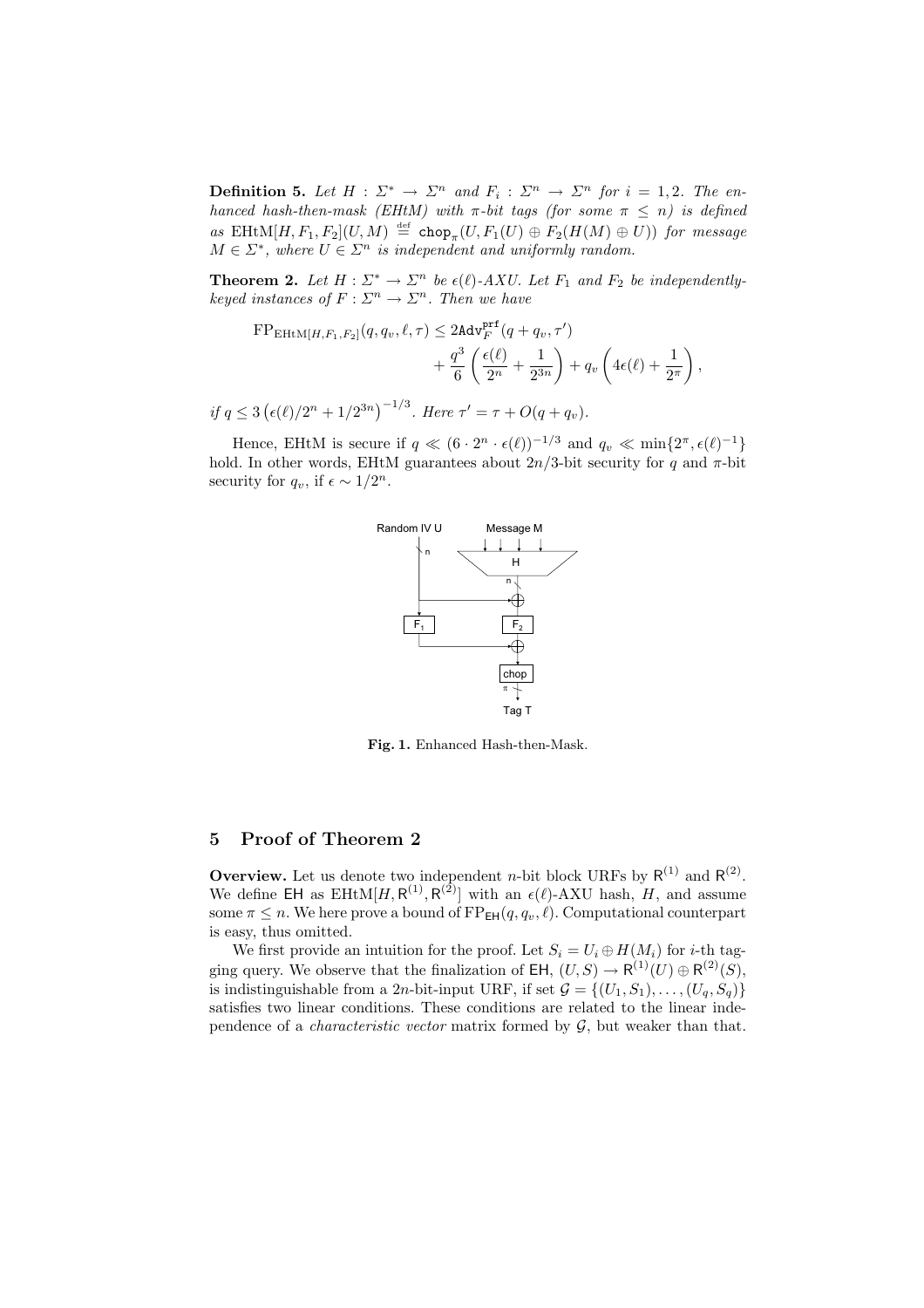**Definition 5.** *Let $H : \Sigma^* \to \Sigma^n$ and $F_i : \Sigma^n \to \Sigma^n$ for $i = 1, 2$. The enhanced hash-then-mask (EHtM) with $\pi$-bit tags (for some $\pi \le n$) is defined as* $\mathrm{EHtM}[H, F_1, F_2](U, M) \overset{\text{def}}{=} \mathtt{chop}_\pi(U, F_1(U) \oplus F_2(H(M) \oplus U))$ *for message $M \in \Sigma^*$, where $U \in \Sigma^n$ is independent and uniformly random.*

**Theorem 2.** *Let $H : \Sigma^* \to \Sigma^n$ be $\epsilon(\ell)$-AXU. Let $F_1$ and $F_2$ be independently-keyed instances of $F : \Sigma^n \to \Sigma^n$. Then we have*

$$\mathrm{FP}_{\mathrm{EHtM}[H,F_1,F_2]}(q, q_v, \ell, \tau) \le 2\mathtt{Adv}_F^{\mathtt{prf}}(q + q_v, \tau') + \frac{q^3}{6}\left(\frac{\epsilon(\ell)}{2^n} + \frac{1}{2^{3n}}\right) + q_v\left(4\epsilon(\ell) + \frac{1}{2^\pi}\right),$$

*if $q \le 3\left(\epsilon(\ell)/2^n + 1/2^{3n}\right)^{-1/3}$. Here $\tau' = \tau + O(q + q_v)$.*

Hence, EHtM is secure if $q \ll (6 \cdot 2^n \cdot \epsilon(\ell))^{-1/3}$ and $q_v \ll \min\{2^\pi, \epsilon(\ell)^{-1}\}$ hold. In other words, EHtM guarantees about $2n/3$-bit security for $q$ and $\pi$-bit security for $q_v$, if $\epsilon \sim 1/2^n$.

**Fig. 1.** Enhanced Hash-then-Mask.

## 5 Proof of Theorem 2

**Overview.** Let us denote two independent $n$-bit block URFs by $\mathsf{R}^{(1)}$ and $\mathsf{R}^{(2)}$. We define $\mathsf{EH}$ as $\mathrm{EHtM}[H, \mathsf{R}^{(1)}, \mathsf{R}^{(2)}]$ with an $\epsilon(\ell)$-AXU hash, $H$, and assume some $\pi \le n$. We here prove a bound of $\mathrm{FP}_{\mathsf{EH}}(q, q_v, \ell)$. Computational counterpart is easy, thus omitted.

We first provide an intuition for the proof. Let $S_i = U_i \oplus H(M_i)$ for $i$-th tagging query. We observe that the finalization of $\mathsf{EH}$, $(U, S) \to \mathsf{R}^{(1)}(U) \oplus \mathsf{R}^{(2)}(S)$, is indistinguishable from a $2n$-bit-input URF, if set $\mathcal{G} = \{(U_1, S_1), \ldots, (U_q, S_q)\}$ satisfies two linear conditions. These conditions are related to the linear independence of a *characteristic vector* matrix formed by $\mathcal{G}$, but weaker than that.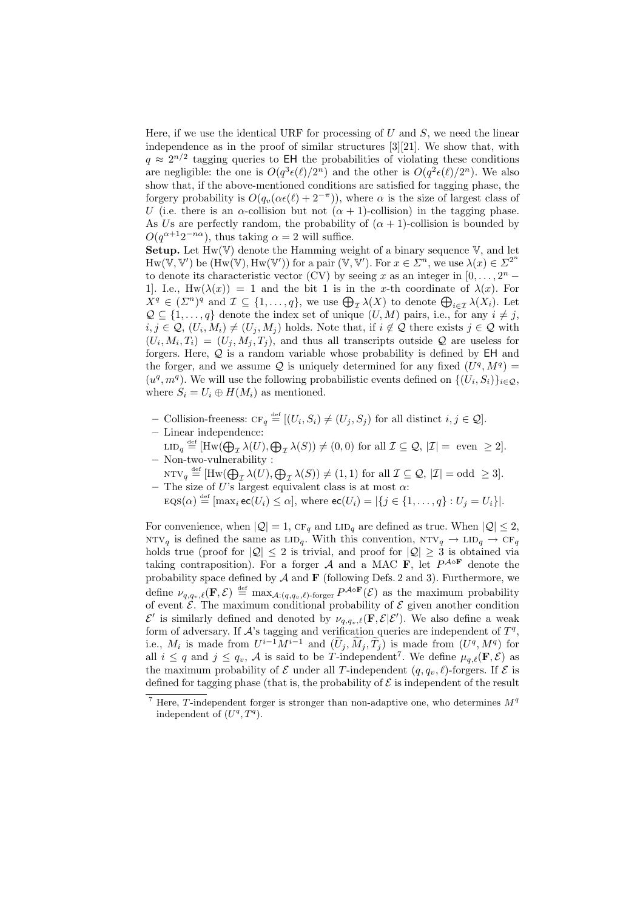Here, if we use the identical URF for processing of $U$ and $S$, we need the linear independence as in the proof of similar structures [3][21]. We show that, with $q \approx 2^{n/2}$ tagging queries to $\mathsf{EH}$ the probabilities of violating these conditions are negligible: the one is $O(q^3\epsilon(\ell)/2^n)$ and the other is $O(q^2\epsilon(\ell)/2^n)$. We also show that, if the above-mentioned conditions are satisfied for tagging phase, the forgery probability is $O(q_v(\alpha\epsilon(\ell) + 2^{-\pi}))$, where $\alpha$ is the size of largest class of $U$ (i.e. there is an $\alpha$-collision but not $(\alpha+1)$-collision) in the tagging phase. As $U$s are perfectly random, the probability of $(\alpha+1)$-collision is bounded by $O(q^{\alpha+1}2^{-n\alpha})$, thus taking $\alpha = 2$ will suffice.

**Setup.** Let $\mathrm{Hw}(\mathbb{V})$ denote the Hamming weight of a binary sequence $\mathbb{V}$, and let $\mathrm{Hw}(\mathbb{V}, \mathbb{V}')$ be $(\mathrm{Hw}(\mathbb{V}), \mathrm{Hw}(\mathbb{V}'))$ for a pair $(\mathbb{V}, \mathbb{V}')$. For $x \in \Sigma^n$, we use $\lambda(x) \in \Sigma^{2^n}$ to denote its characteristic vector (CV) by seeing $x$ as an integer in $[0, \dots, 2^n - 1]$. I.e., $\mathrm{Hw}(\lambda(x)) = 1$ and the bit 1 is in the $x$-th coordinate of $\lambda(x)$. For $X^q \in (\Sigma^n)^q$ and $\mathcal{I} \subseteq \{1, \dots, q\}$, we use $\bigoplus_{\mathcal{I}} \lambda(X)$ to denote $\bigoplus_{i \in \mathcal{I}} \lambda(X_i)$. Let $\mathcal{Q} \subseteq \{1, \dots, q\}$ denote the index set of unique $(U, M)$ pairs, i.e., for any $i \neq j$, $i, j \in \mathcal{Q}$, $(U_i, M_i) \neq (U_j, M_j)$ holds. Note that, if $i \notin \mathcal{Q}$ there exists $j \in \mathcal{Q}$ with $(U_i, M_i, T_i) = (U_j, M_j, T_j)$, and thus all transcripts outside $\mathcal{Q}$ are useless for forgers. Here, $\mathcal{Q}$ is a random variable whose probability is defined by $\mathsf{EH}$ and the forger, and we assume $\mathcal{Q}$ is uniquely determined for any fixed $(U^q, M^q) = (u^q, m^q)$. We will use the following probabilistic events defined on $\{(U_i, S_i)\}_{i \in \mathcal{Q}}$, where $S_i = U_i \oplus H(M_i)$ as mentioned.

- Collision-freeness: $\mathrm{CF}_q \stackrel{\mathrm{def}}{=} [(U_i, S_i) \neq (U_j, S_j)$ for all distinct $i, j \in \mathcal{Q}]$.
- Linear independence:
  $\mathrm{LID}_q \stackrel{\mathrm{def}}{=} [\mathrm{Hw}(\bigoplus_{\mathcal{I}} \lambda(U), \bigoplus_{\mathcal{I}} \lambda(S)) \neq (0,0)$ for all $\mathcal{I} \subseteq \mathcal{Q}$, $|\mathcal{I}| =$ even $\geq 2]$.
- Non-two-vulnerability :
  $\mathrm{NTV}_q \stackrel{\mathrm{def}}{=} [\mathrm{Hw}(\bigoplus_{\mathcal{I}} \lambda(U), \bigoplus_{\mathcal{I}} \lambda(S)) \neq (1,1)$ for all $\mathcal{I} \subseteq \mathcal{Q}$, $|\mathcal{I}| =$ odd $\geq 3]$.
- The size of $U$'s largest equivalent class is at most $\alpha$:
  $\mathrm{EQS}(\alpha) \stackrel{\mathrm{def}}{=} [\max_i \mathsf{ec}(U_i) \leq \alpha]$, where $\mathsf{ec}(U_i) = |\{j \in \{1, \dots, q\} : U_j = U_i\}|$.

For convenience, when $|\mathcal{Q}| = 1$, $\mathrm{CF}_q$ and $\mathrm{LID}_q$ are defined as true. When $|\mathcal{Q}| \leq 2$, $\mathrm{NTV}_q$ is defined the same as $\mathrm{LID}_q$. With this convention, $\mathrm{NTV}_q \to \mathrm{LID}_q \to \mathrm{CF}_q$ holds true (proof for $|\mathcal{Q}| \leq 2$ is trivial, and proof for $|\mathcal{Q}| \geq 3$ is obtained via taking contraposition). For a forger $\mathcal{A}$ and a MAC $\mathbf{F}$, let $P^{\mathcal{A} \circ \mathbf{F}}$ denote the probability space defined by $\mathcal{A}$ and $\mathbf{F}$ (following Defs. 2 and 3). Furthermore, we define $\nu_{q,q_v,\ell}(\mathbf{F}, \mathcal{E}) \stackrel{\mathrm{def}}{=} \max_{\mathcal{A}:(q,q_v,\ell)\text{-forger}} P^{\mathcal{A} \circ \mathbf{F}}(\mathcal{E})$ as the maximum probability of event $\mathcal{E}$. The maximum conditional probability of $\mathcal{E}$ given another condition $\mathcal{E}'$ is similarly defined and denoted by $\nu_{q,q_v,\ell}(\mathbf{F}, \mathcal{E}|\mathcal{E}')$. We also define a weak form of adversary. If $\mathcal{A}$'s tagging and verification queries are independent of $T^q$, i.e., $M_i$ is made from $U^{i-1}M^{i-1}$ and $(\widetilde{U}_j, \widetilde{M}_j, \widetilde{T}_j)$ is made from $(U^q, M^q)$ for all $i \leq q$ and $j \leq q_v$, $\mathcal{A}$ is said to be $T$-independent[7]. We define $\mu_{q,\ell}(\mathbf{F}, \mathcal{E})$ as the maximum probability of $\mathcal{E}$ under all $T$-independent $(q, q_v, \ell)$-forgers. If $\mathcal{E}$ is defined for tagging phase (that is, the probability of $\mathcal{E}$ is independent of the result

[7] Here, $T$-independent forger is stronger than non-adaptive one, who determines $M^q$ independent of $(U^q, T^q)$.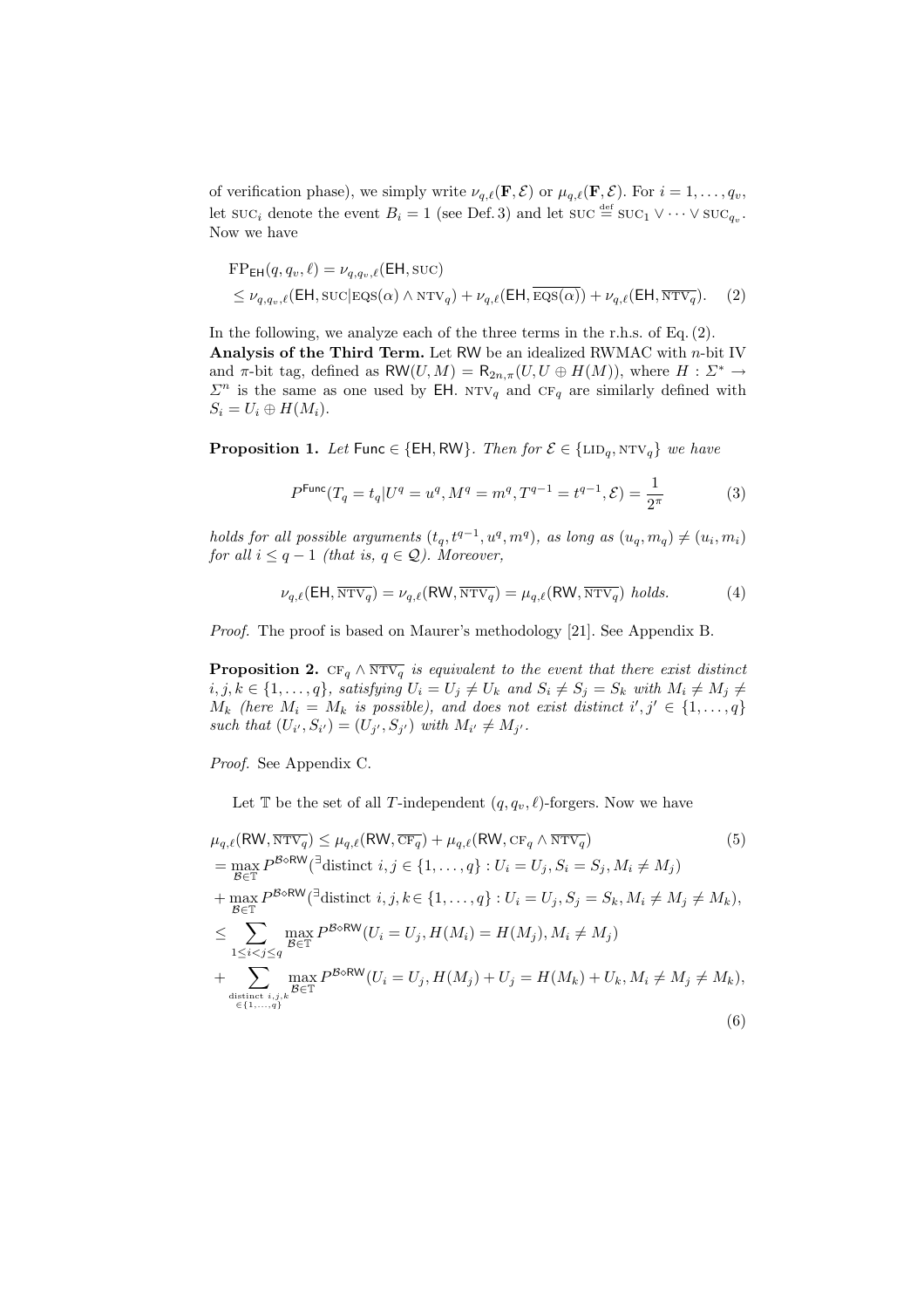of verification phase), we simply write $\nu_{q,\ell}(\mathbf{F}, \mathcal{E})$ or $\mu_{q,\ell}(\mathbf{F}, \mathcal{E})$. For $i = 1, \dots, q_v$, let $\text{SUC}_i$ denote the event $B_i = 1$ (see Def. 3) and let $\text{SUC} \stackrel{\text{def}}{=} \text{SUC}_1 \vee \cdots \vee \text{SUC}_{q_v}$. Now we have

$$
\begin{aligned}
&\text{FP}_{\mathsf{EH}}(q, q_v, \ell) = \nu_{q,q_v,\ell}(\mathsf{EH}, \text{SUC}) \\
&\leq \nu_{q,q_v,\ell}(\mathsf{EH}, \text{SUC}|\text{EQS}(\alpha) \wedge \text{NTV}_q) + \nu_{q,\ell}(\mathsf{EH}, \overline{\text{EQS}(\alpha)}) + \nu_{q,\ell}(\mathsf{EH}, \overline{\text{NTV}_q}). \quad (2)
\end{aligned}
$$

In the following, we analyze each of the three terms in the r.h.s. of Eq. (2).

**Analysis of the Third Term.** Let RW be an idealized RWMAC with $n$-bit IV and $\pi$-bit tag, defined as $\mathsf{RW}(U, M) = \mathsf{R}_{2n,\pi}(U, U \oplus H(M))$, where $H : \Sigma^* \to \Sigma^n$ is the same as one used by $\mathsf{EH}$. $\text{NTV}_q$ and $\text{CF}_q$ are similarly defined with $S_i = U_i \oplus H(M_i)$.

**Proposition 1.** *Let* $\mathsf{Func} \in \{\mathsf{EH}, \mathsf{RW}\}$. *Then for* $\mathcal{E} \in \{\text{LID}_q, \text{NTV}_q\}$ *we have*

$$
P^{\mathsf{Func}}(T_q = t_q | U^q = u^q, M^q = m^q, T^{q-1} = t^{q-1}, \mathcal{E}) = \frac{1}{2^\pi} \quad (3)
$$

*holds for all possible arguments* $(t_q, t^{q-1}, u^q, m^q)$*, as long as* $(u_q, m_q) \neq (u_i, m_i)$ *for all* $i \leq q-1$ *(that is,* $q \in \mathcal{Q}$*). Moreover,*

$$
\nu_{q,\ell}(\mathsf{EH}, \overline{\text{NTV}_q}) = \nu_{q,\ell}(\mathsf{RW}, \overline{\text{NTV}_q}) = \mu_{q,\ell}(\mathsf{RW}, \overline{\text{NTV}_q}) \text{ holds.} \quad (4)
$$

*Proof.* The proof is based on Maurer's methodology [21]. See Appendix B.

**Proposition 2.** $\text{CF}_q \wedge \overline{\text{NTV}_q}$ *is equivalent to the event that there exist distinct* $i, j, k \in \{1, \dots, q\}$*, satisfying* $U_i = U_j \neq U_k$ *and* $S_i \neq S_j = S_k$ *with* $M_i \neq M_j \neq M_k$ *(here* $M_i = M_k$ *is possible), and does not exist distinct* $i', j' \in \{1, \dots, q\}$ *such that* $(U_{i'}, S_{i'}) = (U_{j'}, S_{j'})$ *with* $M_{i'} \neq M_{j'}$.

*Proof.* See Appendix C.

Let $\mathbb{T}$ be the set of all $T$-independent $(q, q_v, \ell)$-forgers. Now we have

$$
\begin{aligned}
&\mu_{q,\ell}(\mathsf{RW}, \overline{\text{NTV}_q}) \leq \mu_{q,\ell}(\mathsf{RW}, \overline{\text{CF}_q}) + \mu_{q,\ell}(\mathsf{RW}, \text{CF}_q \wedge \overline{\text{NTV}_q}) \quad (5)\\
&= \max_{\mathcal{B} \in \mathbb{T}} P^{\mathcal{B} \circ \mathsf{RW}}(^\exists \text{distinct } i, j \in \{1, \dots, q\} : U_i = U_j, S_i = S_j, M_i \neq M_j) \\
&+ \max_{\mathcal{B} \in \mathbb{T}} P^{\mathcal{B} \circ \mathsf{RW}}(^\exists \text{distinct } i, j, k \in \{1, \dots, q\} : U_i = U_j, S_j = S_k, M_i \neq M_j \neq M_k), \\
&\leq \sum_{1 \leq i < j \leq q} \max_{\mathcal{B} \in \mathbb{T}} P^{\mathcal{B} \circ \mathsf{RW}}(U_i = U_j, H(M_i) = H(M_j), M_i \neq M_j) \\
&+ \sum_{\substack{\text{distinct } i,j,k \\ \in \{1, \dots, q\}}} \max_{\mathcal{B} \in \mathbb{T}} P^{\mathcal{B} \circ \mathsf{RW}}(U_i = U_j, H(M_j) + U_j = H(M_k) + U_k, M_i \neq M_j \neq M_k),
\end{aligned}
\quad (6)
$$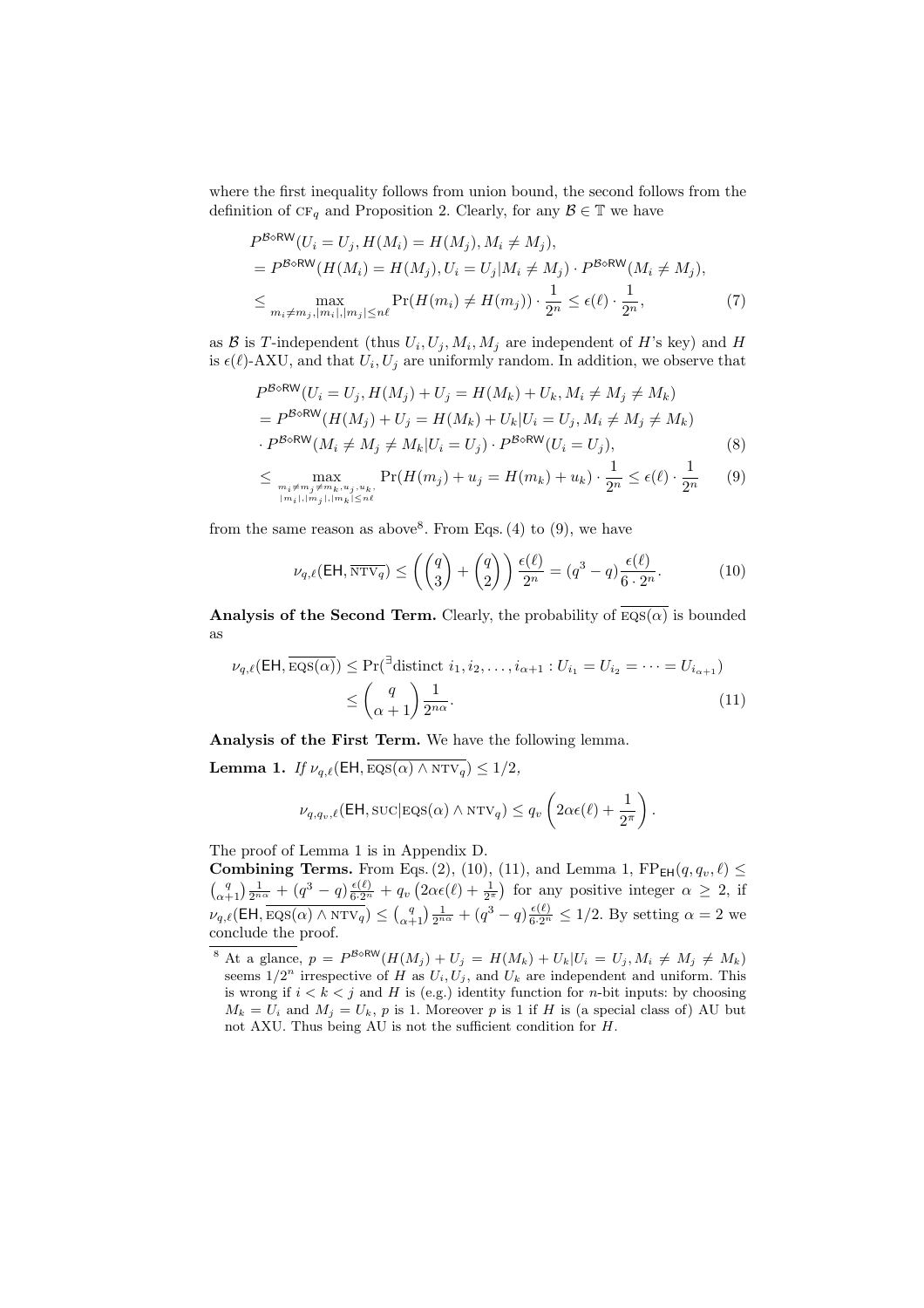where the first inequality follows from union bound, the second follows from the definition of $\text{CF}_q$ and Proposition 2. Clearly, for any $\mathcal{B} \in \mathbb{T}$ we have

$$
\begin{aligned}
&P^{\mathcal{B}\diamond\mathsf{RW}}(U_i = U_j, H(M_i) = H(M_j), M_i \neq M_j),\\
&= P^{\mathcal{B}\diamond\mathsf{RW}}(H(M_i) = H(M_j), U_i = U_j | M_i \neq M_j) \cdot P^{\mathcal{B}\diamond\mathsf{RW}}(M_i \neq M_j),\\
&\leq \max_{m_i \neq m_j, |m_i|, |m_j| \leq n\ell} \Pr(H(m_i) \neq H(m_j)) \cdot \frac{1}{2^n} \leq \epsilon(\ell) \cdot \frac{1}{2^n}, \qquad (7)
\end{aligned}
$$

as $\mathcal{B}$ is $T$-independent (thus $U_i, U_j, M_i, M_j$ are independent of $H$'s key) and $H$ is $\epsilon(\ell)$-AXU, and that $U_i, U_j$ are uniformly random. In addition, we observe that

$$
\begin{aligned}
&P^{\mathcal{B}\diamond\mathsf{RW}}(U_i = U_j, H(M_j) + U_j = H(M_k) + U_k, M_i \neq M_j \neq M_k)\\
&= P^{\mathcal{B}\diamond\mathsf{RW}}(H(M_j) + U_j = H(M_k) + U_k | U_i = U_j, M_i \neq M_j \neq M_k)\\
&\cdot P^{\mathcal{B}\diamond\mathsf{RW}}(M_i \neq M_j \neq M_k | U_i = U_j) \cdot P^{\mathcal{B}\diamond\mathsf{RW}}(U_i = U_j), \qquad (8)\\
&\leq \max_{\substack{m_i \neq m_j \neq m_k, u_j, u_k,\\ |m_i|, |m_j|, |m_k| \leq n\ell}} \Pr(H(m_j) + u_j = H(m_k) + u_k) \cdot \frac{1}{2^n} \leq \epsilon(\ell) \cdot \frac{1}{2^n} \qquad (9)
\end{aligned}
$$

from the same reason as above[8]. From Eqs. (4) to (9), we have

$$
\nu_{q,\ell}(\mathsf{EH}, \overline{\text{NTV}_q}) \leq \left( \binom{q}{3} + \binom{q}{2} \right) \frac{\epsilon(\ell)}{2^n} = (q^3 - q) \frac{\epsilon(\ell)}{6 \cdot 2^n}. \qquad (10)
$$

**Analysis of the Second Term.** Clearly, the probability of $\overline{\text{EQS}(\alpha)}$ is bounded as

$$
\begin{aligned}
\nu_{q,\ell}(\mathsf{EH}, \overline{\text{EQS}(\alpha)}) &\leq \Pr(^{\exists}\text{distinct } i_1, i_2, \dots, i_{\alpha+1} : U_{i_1} = U_{i_2} = \cdots = U_{i_{\alpha+1}})\\
&\leq \binom{q}{\alpha+1} \frac{1}{2^{n\alpha}}. \qquad (11)
\end{aligned}
$$

**Analysis of the First Term.** We have the following lemma.

**Lemma 1.** *If* $\nu_{q,\ell}(\mathsf{EH}, \overline{\text{EQS}(\alpha) \wedge \text{NTV}_q}) \leq 1/2$,

$$
\nu_{q,q_v,\ell}(\mathsf{EH}, \text{SUC}|\text{EQS}(\alpha) \wedge \text{NTV}_q) \leq q_v \left( 2\alpha\epsilon(\ell) + \frac{1}{2^\pi} \right).
$$

The proof of Lemma 1 is in Appendix D.

**Combining Terms.** From Eqs. (2), (10), (11), and Lemma 1, $\text{FP}_{\mathsf{EH}}(q, q_v, \ell) \leq \binom{q}{\alpha+1}\frac{1}{2^{n\alpha}} + (q^3 - q)\frac{\epsilon(\ell)}{6 \cdot 2^n} + q_v\left(2\alpha\epsilon(\ell) + \frac{1}{2^\pi}\right)$ for any positive integer $\alpha \geq 2$, if $\nu_{q,\ell}(\mathsf{EH}, \overline{\text{EQS}(\alpha) \wedge \text{NTV}_q}) \leq \binom{q}{\alpha+1}\frac{1}{2^{n\alpha}} + (q^3 - q)\frac{\epsilon(\ell)}{6 \cdot 2^n} \leq 1/2$. By setting $\alpha = 2$ we conclude the proof.

---

[8] At a glance, $p = P^{\mathcal{B}\diamond\mathsf{RW}}(H(M_j) + U_j = H(M_k) + U_k | U_i = U_j, M_i \neq M_j \neq M_k)$ seems $1/2^n$ irrespective of $H$ as $U_i, U_j$, and $U_k$ are independent and uniform. This is wrong if $i < k < j$ and $H$ is (e.g.) identity function for $n$-bit inputs: by choosing $M_k = U_i$ and $M_j = U_k$, $p$ is 1. Moreover $p$ is 1 if $H$ is (a special class of) AU but not AXU. Thus being AU is not the sufficient condition for $H$.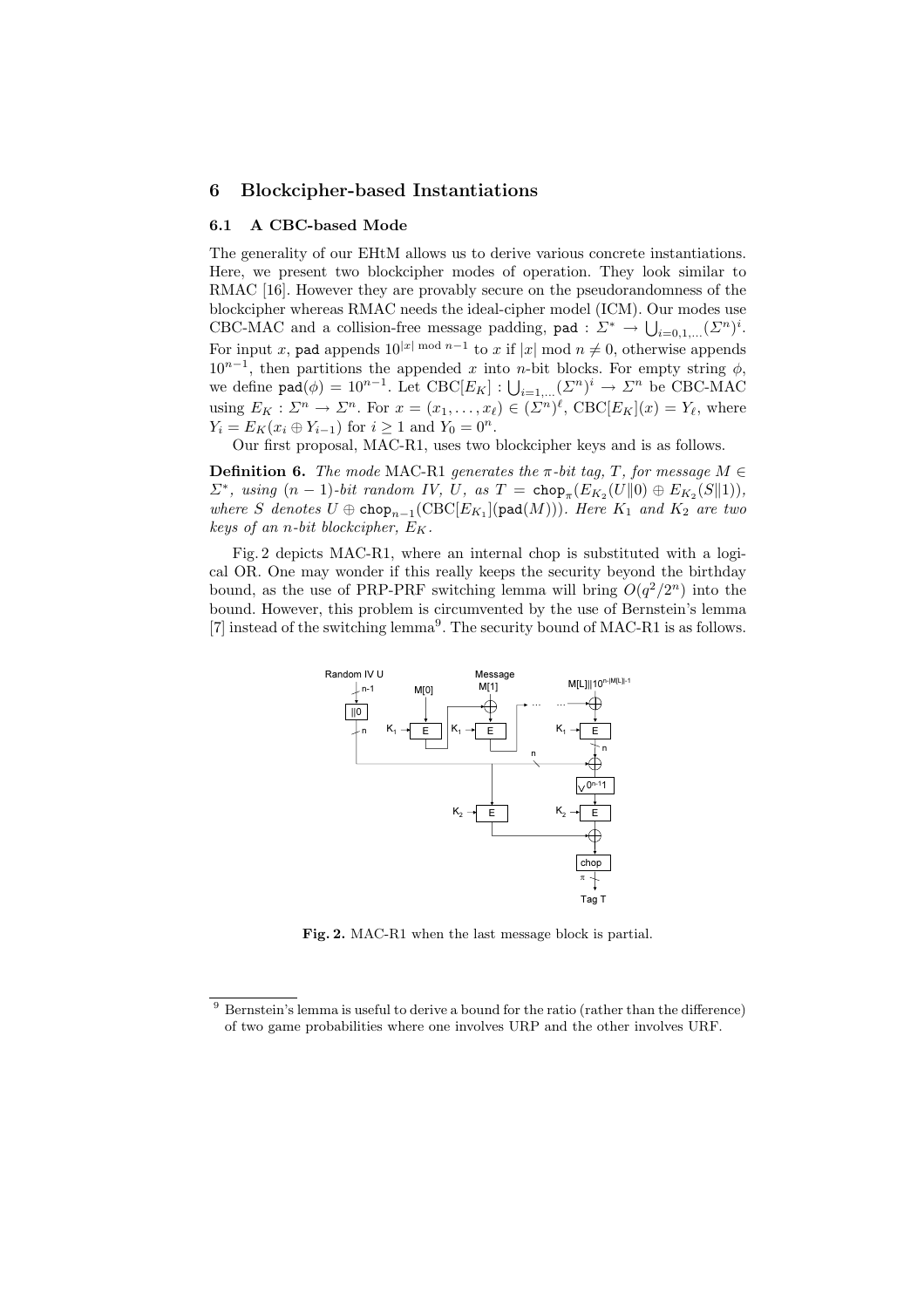## 6 Blockcipher-based Instantiations

### 6.1 A CBC-based Mode

The generality of our EHtM allows us to derive various concrete instantiations. Here, we present two blockcipher modes of operation. They look similar to RMAC [16]. However they are provably secure on the pseudorandomness of the blockcipher whereas RMAC needs the ideal-cipher model (ICM). Our modes use CBC-MAC and a collision-free message padding, $\mathtt{pad} : \Sigma^* \rightarrow \bigcup_{i=0,1,\ldots}(\Sigma^n)^i$. For input $x$, $\mathtt{pad}$ appends $10^{|x| \bmod n-1}$ to $x$ if $|x| \bmod n \neq 0$, otherwise appends $10^{n-1}$, then partitions the appended $x$ into $n$-bit blocks. For empty string $\phi$, we define $\mathtt{pad}(\phi) = 10^{n-1}$. Let $\mathrm{CBC}[E_K] : \bigcup_{i=1,\ldots}(\Sigma^n)^i \rightarrow \Sigma^n$ be CBC-MAC using $E_K : \Sigma^n \rightarrow \Sigma^n$. For $x = (x_1, \ldots, x_\ell) \in (\Sigma^n)^\ell$, $\mathrm{CBC}[E_K](x) = Y_\ell$, where $Y_i = E_K(x_i \oplus Y_{i-1})$ for $i \geq 1$ and $Y_0 = 0^n$.

Our first proposal, MAC-R1, uses two blockcipher keys and is as follows.

**Definition 6.** *The mode* MAC-R1 *generates the $\pi$-bit tag, $T$, for message $M \in \Sigma^*$, using $(n-1)$-bit random IV, $U$, as $T = \mathtt{chop}_\pi(E_{K_2}(U\|0) \oplus E_{K_2}(S\|1))$, where $S$ denotes $U \oplus \mathtt{chop}_{n-1}(\mathrm{CBC}[E_{K_1}](\mathtt{pad}(M)))$. Here $K_1$ and $K_2$ are two keys of an $n$-bit blockcipher, $E_K$.*

Fig. 2 depicts MAC-R1, where an internal chop is substituted with a logical OR. One may wonder if this really keeps the security beyond the birthday bound, as the use of PRP-PRF switching lemma will bring $O(q^2/2^n)$ into the bound. However, this problem is circumvented by the use of Bernstein's lemma [7] instead of the switching lemma[9]. The security bound of MAC-R1 is as follows.

**Fig. 2.** MAC-R1 when the last message block is partial.

[9] Bernstein's lemma is useful to derive a bound for the ratio (rather than the difference) of two game probabilities where one involves URP and the other involves URF.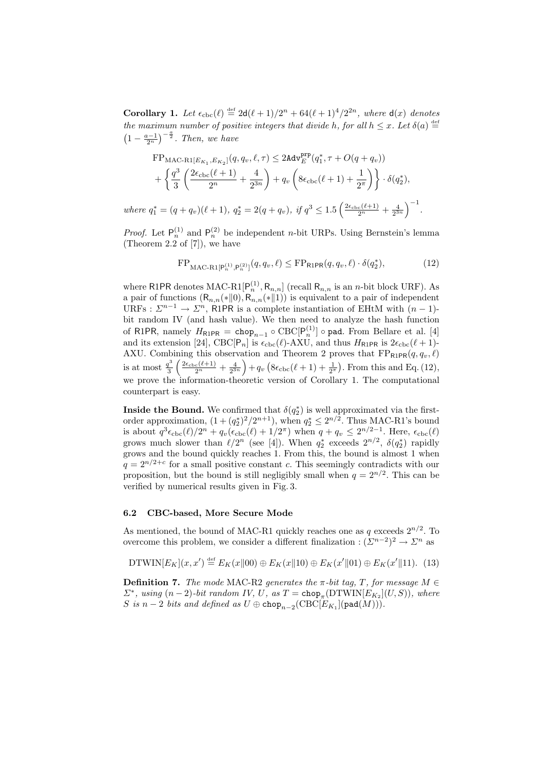**Corollary 1.** *Let $\epsilon_{\rm cbc}(\ell) \stackrel{\rm def}{=} 2\mathsf{d}(\ell+1)/2^n + 64(\ell+1)^4/2^{2n}$, where $\mathsf{d}(x)$ denotes the maximum number of positive integers that divide $h$, for all $h \le x$. Let $\delta(a) \stackrel{\rm def}{=} \left(1 - \frac{a-1}{2^n}\right)^{-\frac{a}{2}}$. Then, we have*

$$\mathrm{FP}_{\text{MAC-R1}[E_{K_1}, E_{K_2}]}(q, q_v, \ell, \tau) \le 2\mathtt{Adv}_E^{\mathtt{prp}}(q_1^*, \tau + O(q + q_v))$$
$$+ \left\{ \frac{q^3}{3}\left(\frac{2\epsilon_{\rm cbc}(\ell+1)}{2^n} + \frac{4}{2^{3n}}\right) + q_v\left(8\epsilon_{\rm cbc}(\ell+1) + \frac{1}{2^\pi}\right)\right\} \cdot \delta(q_2^*),$$

*where $q_1^* = (q+q_v)(\ell+1)$, $q_2^* = 2(q+q_v)$, if $q^3 \le 1.5\left(\frac{2\epsilon_{\rm cbc}(\ell+1)}{2^n} + \frac{4}{2^{3n}}\right)^{-1}$.*

*Proof.* Let $\mathsf{P}_n^{(1)}$ and $\mathsf{P}_n^{(2)}$ be independent $n$-bit URPs. Using Bernstein's lemma (Theorem 2.2 of [7]), we have

$$\mathrm{FP}_{\text{MAC-R1}[\mathsf{P}_n^{(1)}, \mathsf{P}_n^{(2)}]}(q, q_v, \ell) \le \mathrm{FP}_{\mathsf{R1PR}}(q, q_v, \ell) \cdot \delta(q_2^*), \tag{12}$$

where $\mathsf{R1PR}$ denotes MAC-R1$[\mathsf{P}_n^{(1)}, \mathsf{R}_{n,n}]$ (recall $\mathsf{R}_{n,n}$ is an $n$-bit block URF). As a pair of functions $(\mathsf{R}_{n,n}(*\|0), \mathsf{R}_{n,n}(*\|1))$ is equivalent to a pair of independent URFs : $\Sigma^{n-1} \to \Sigma^n$, $\mathsf{R1PR}$ is a complete instantiation of EHtM with $(n-1)$-bit random IV (and hash value). We then need to analyze the hash function of $\mathsf{R1PR}$, namely $H_{\mathsf{R1PR}} = \mathtt{chop}_{n-1} \circ \mathrm{CBC}[\mathsf{P}_n^{(1)}] \circ \mathtt{pad}$. From Bellare et al. [4] and its extension [24], $\mathrm{CBC}[\mathsf{P}_n]$ is $\epsilon_{\rm cbc}(\ell)$-AXU, and thus $H_{\mathsf{R1PR}}$ is $2\epsilon_{\rm cbc}(\ell+1)$-AXU. Combining this observation and Theorem 2 proves that $\mathrm{FP}_{\mathsf{R1PR}}(q, q_v, \ell)$ is at most $\frac{q^3}{3}\left(\frac{2\epsilon_{\rm cbc}(\ell+1)}{2^n} + \frac{4}{2^{3n}}\right) + q_v\left(8\epsilon_{\rm cbc}(\ell+1) + \frac{1}{2^\pi}\right)$. From this and Eq. (12), we prove the information-theoretic version of Corollary 1. The computational counterpart is easy.

**Inside the Bound.** We confirmed that $\delta(q_2^*)$ is well approximated via the first-order approximation, $(1 + (q_2^*)^2/2^{n+1})$, when $q_2^* \le 2^{n/2}$. Thus MAC-R1's bound is about $q^3\epsilon_{\rm cbc}(\ell)/2^n + q_v(\epsilon_{\rm cbc}(\ell) + 1/2^\pi)$ when $q + q_v \le 2^{n/2-1}$. Here, $\epsilon_{\rm cbc}(\ell)$ grows much slower than $\ell/2^n$ (see [4]). When $q_2^*$ exceeds $2^{n/2}$, $\delta(q_2^*)$ rapidly grows and the bound quickly reaches 1. From this, the bound is almost 1 when $q = 2^{n/2+c}$ for a small positive constant $c$. This seemingly contradicts with our proposition, but the bound is still negligibly small when $q = 2^{n/2}$. This can be verified by numerical results given in Fig. 3.

### 6.2 CBC-based, More Secure Mode

As mentioned, the bound of MAC-R1 quickly reaches one as $q$ exceeds $2^{n/2}$. To overcome this problem, we consider a different finalization : $(\Sigma^{n-2})^2 \to \Sigma^n$ as

$$\mathrm{DTWIN}[E_K](x, x') \stackrel{\rm def}{=} E_K(x\|00) \oplus E_K(x\|10) \oplus E_K(x'\|01) \oplus E_K(x'\|11). \tag{13}$$

**Definition 7.** *The mode* MAC-R2 *generates the $\pi$-bit tag, $T$, for message $M \in \Sigma^*$, using $(n-2)$-bit random IV, $U$, as $T = \mathtt{chop}_\pi(\mathrm{DTWIN}[E_{K_2}](U, S))$, where $S$ is $n-2$ bits and defined as $U \oplus \mathtt{chop}_{n-2}(\mathrm{CBC}[E_{K_1}](\mathtt{pad}(M)))$.*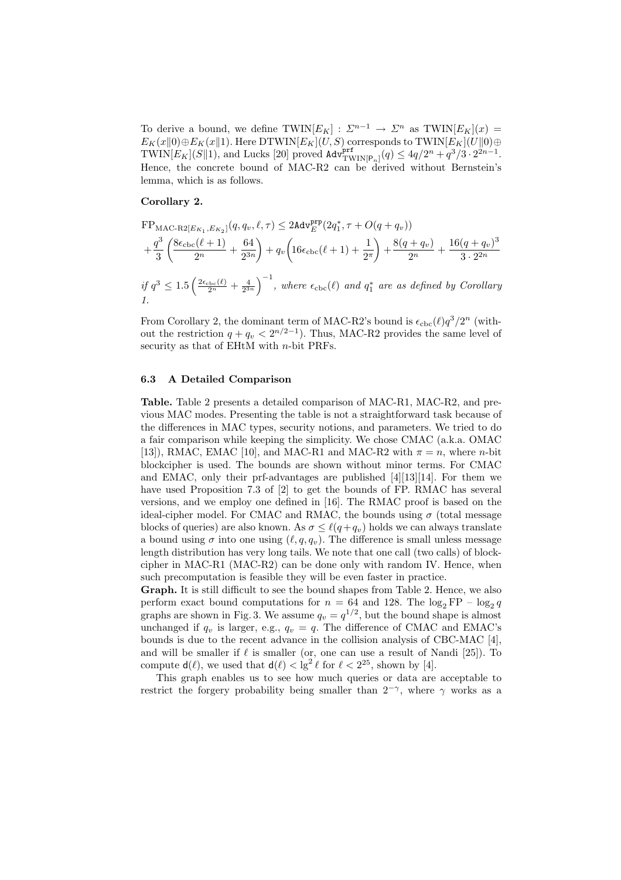To derive a bound, we define $\mathrm{TWIN}[E_K] : \Sigma^{n-1} \to \Sigma^n$ as $\mathrm{TWIN}[E_K](x) = E_K(x\|0) \oplus E_K(x\|1)$. Here $\mathrm{DTWIN}[E_K](U, S)$ corresponds to $\mathrm{TWIN}[E_K](U\|0) \oplus \mathrm{TWIN}[E_K](S\|1)$, and Lucks [20] proved $\mathtt{Adv}^{\mathtt{prf}}_{\mathrm{TWIN}[\mathsf{P}_n]}(q) \le 4q/2^n + q^3/3 \cdot 2^{2n-1}$. Hence, the concrete bound of MAC-R2 can be derived without Bernstein's lemma, which is as follows.

**Corollary 2.**

$$\mathrm{FP}_{\text{MAC-R2}[E_{K_1}, E_{K_2}]}(q, q_v, \ell, \tau) \le 2\mathtt{Adv}^{\mathtt{prp}}_E(2q_1^*, \tau + O(q + q_v))$$
$$+ \frac{q^3}{3}\left(\frac{8\epsilon_{\mathrm{cbc}}(\ell+1)}{2^n} + \frac{64}{2^{3n}}\right) + q_v\left(16\epsilon_{\mathrm{cbc}}(\ell+1) + \frac{1}{2^\pi}\right) + \frac{8(q+q_v)}{2^n} + \frac{16(q+q_v)^3}{3 \cdot 2^{2n}}$$

*if* $q^3 \le 1.5\left(\frac{2\epsilon_{\mathrm{cbc}}(\ell)}{2^n} + \frac{4}{2^{3n}}\right)^{-1}$*, where* $\epsilon_{\mathrm{cbc}}(\ell)$ *and* $q_1^*$ *are as defined by Corollary 1.*

From Corollary 2, the dominant term of MAC-R2's bound is $\epsilon_{\mathrm{cbc}}(\ell)q^3/2^n$ (without the restriction $q + q_v < 2^{n/2-1}$). Thus, MAC-R2 provides the same level of security as that of EHtM with $n$-bit PRFs.

### 6.3 A Detailed Comparison

**Table.** Table 2 presents a detailed comparison of MAC-R1, MAC-R2, and previous MAC modes. Presenting the table is not a straightforward task because of the differences in MAC types, security notions, and parameters. We tried to do a fair comparison while keeping the simplicity. We chose CMAC (a.k.a. OMAC [13]), RMAC, EMAC [10], and MAC-R1 and MAC-R2 with $\pi = n$, where $n$-bit blockcipher is used. The bounds are shown without minor terms. For CMAC and EMAC, only their prf-advantages are published [4][13][14]. For them we have used Proposition 7.3 of [2] to get the bounds of FP. RMAC has several versions, and we employ one defined in [16]. The RMAC proof is based on the ideal-cipher model. For CMAC and RMAC, the bounds using $\sigma$ (total message blocks of queries) are also known. As $\sigma \le \ell(q + q_v)$ holds we can always translate a bound using $\sigma$ into one using $(\ell, q, q_v)$. The difference is small unless message length distribution has very long tails. We note that one call (two calls) of blockcipher in MAC-R1 (MAC-R2) can be done only with random IV. Hence, when such precomputation is feasible they will be even faster in practice.

**Graph.** It is still difficult to see the bound shapes from Table 2. Hence, we also perform exact bound computations for $n = 64$ and $128$. The $\log_2 \mathrm{FP}$ – $\log_2 q$ graphs are shown in Fig. 3. We assume $q_v = q^{1/2}$, but the bound shape is almost unchanged if $q_v$ is larger, e.g., $q_v = q$. The difference of CMAC and EMAC's bounds is due to the recent advance in the collision analysis of CBC-MAC [4], and will be smaller if $\ell$ is smaller (or, one can use a result of Nandi [25]). To compute $\mathsf{d}(\ell)$, we used that $\mathsf{d}(\ell) < \lg^2 \ell$ for $\ell < 2^{25}$, shown by [4].

This graph enables us to see how much queries or data are acceptable to restrict the forgery probability being smaller than $2^{-\gamma}$, where $\gamma$ works as a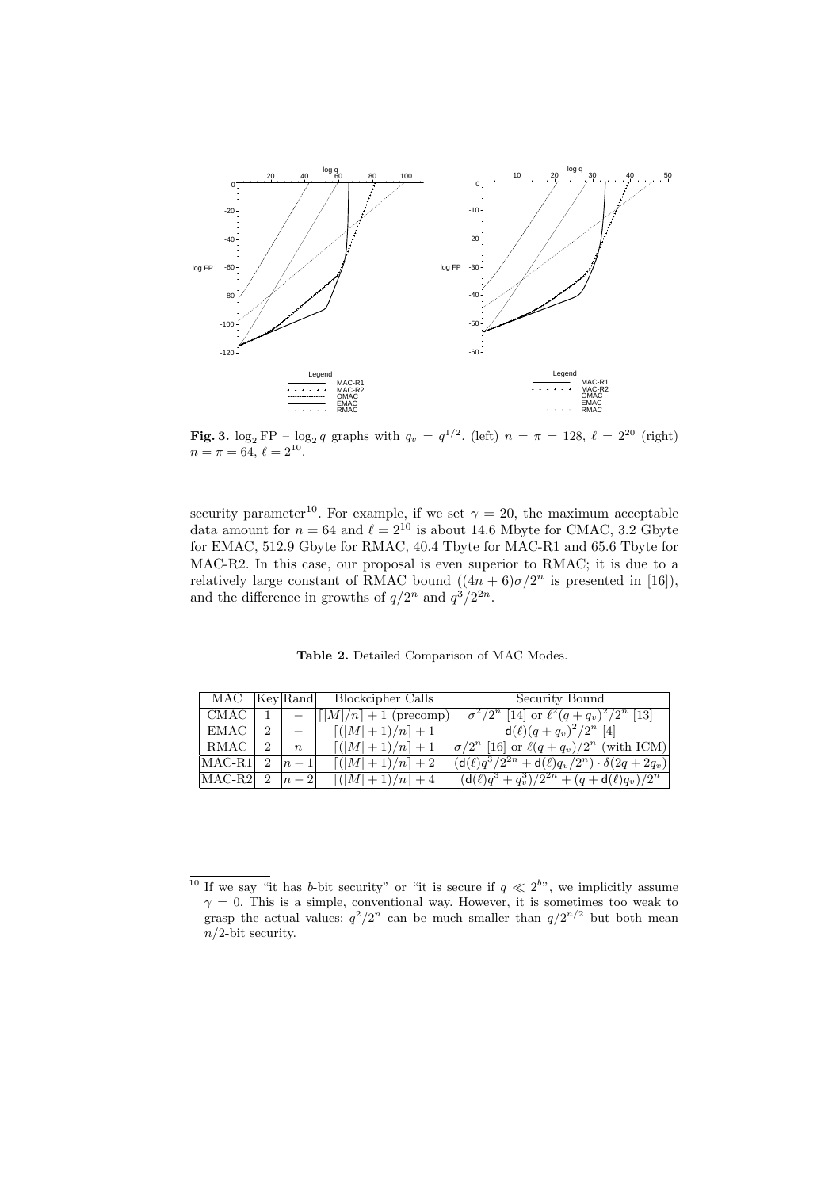**Fig. 3.** $\log_2 \mathrm{FP}$ – $\log_2 q$ graphs with $q_v = q^{1/2}$. (left) $n = \pi = 128$, $\ell = 2^{20}$ (right) $n = \pi = 64$, $\ell = 2^{10}$.

security parameter[10]. For example, if we set $\gamma = 20$, the maximum acceptable data amount for $n = 64$ and $\ell = 2^{10}$ is about 14.6 Mbyte for CMAC, 3.2 Gbyte for EMAC, 512.9 Gbyte for RMAC, 40.4 Tbyte for MAC-R1 and 65.6 Tbyte for MAC-R2. In this case, our proposal is even superior to RMAC; it is due to a relatively large constant of RMAC bound ($(4n + 6)\sigma/2^n$ is presented in [16]), and the difference in growths of $q/2^n$ and $q^3/2^{2n}$.

**Table 2.** Detailed Comparison of MAC Modes.

| MAC | Key | Rand | Blockcipher Calls | Security Bound |
|---|---|---|---|---|
| CMAC | 1 | $-$ | $\lceil \lvert M\rvert/n\rceil + 1$ (precomp) | $\sigma^2/2^n$ [14] or $\ell^2(q+q_v)^2/2^n$ [13] |
| EMAC | 2 | $-$ | $\lceil (\lvert M\rvert+1)/n\rceil + 1$ | $\mathsf{d}(\ell)(q+q_v)^2/2^n$ [4] |
| RMAC | 2 | $n$ | $\lceil (\lvert M\rvert+1)/n\rceil + 1$ | $\sigma/2^n$ [16] or $\ell(q+q_v)/2^n$ (with ICM) |
| MAC-R1 | 2 | $n-1$ | $\lceil (\lvert M\rvert+1)/n\rceil + 2$ | $(\mathsf{d}(\ell)q^3/2^{2n} + \mathsf{d}(\ell)q_v/2^n)\cdot\delta(2q+2q_v)$ |
| MAC-R2 | 2 | $n-2$ | $\lceil (\lvert M\rvert+1)/n\rceil + 4$ | $(\mathsf{d}(\ell)q^3 + q_v^3)/2^{2n} + (q+\mathsf{d}(\ell)q_v)/2^n$ |

[10] If we say "it has $b$-bit security" or "it is secure if $q \ll 2^b$", we implicitly assume $\gamma = 0$. This is a simple, conventional way. However, it is sometimes too weak to grasp the actual values: $q^2/2^n$ can be much smaller than $q/2^{n/2}$ but both mean $n/2$-bit security.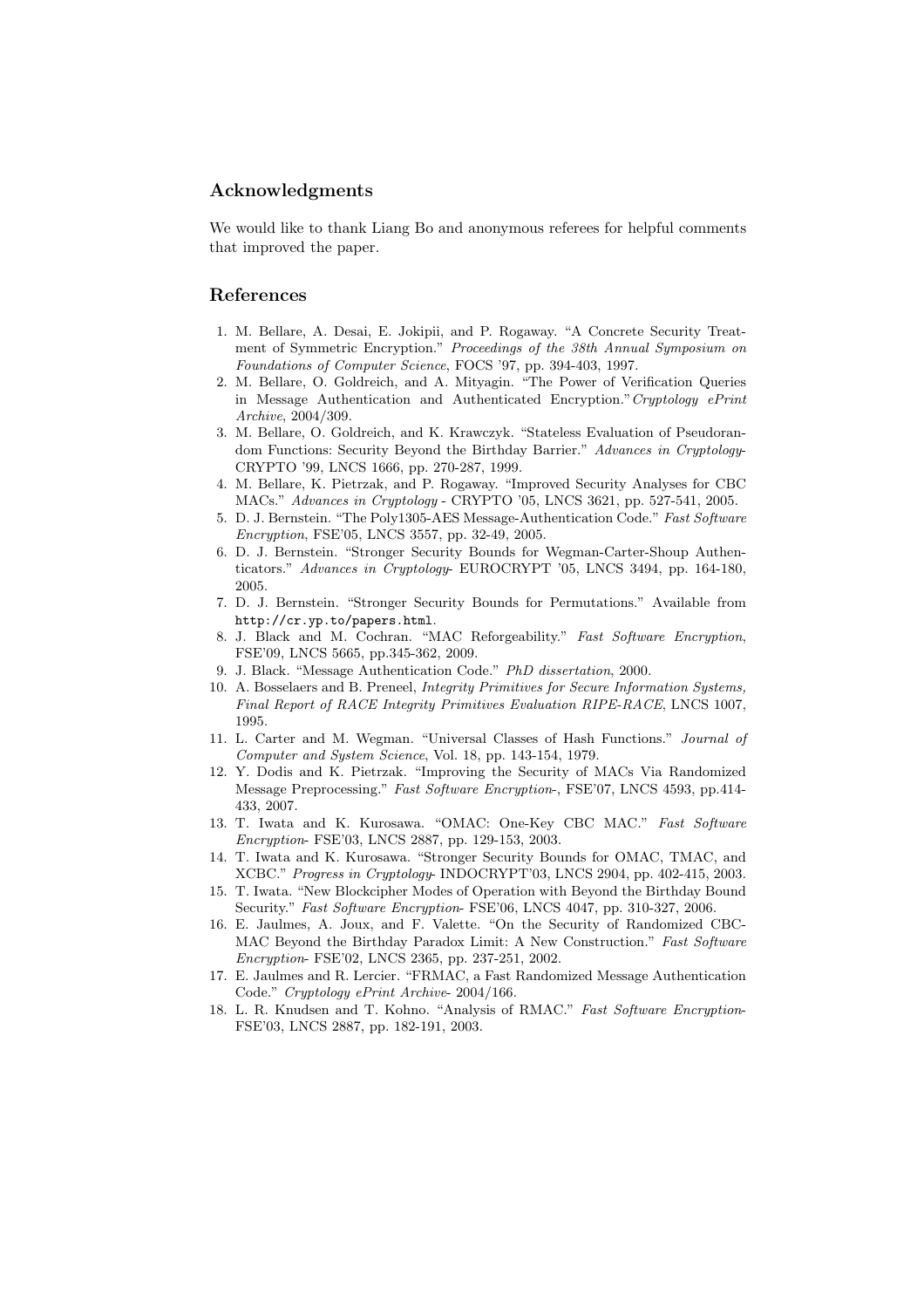## Acknowledgments

We would like to thank Liang Bo and anonymous referees for helpful comments that improved the paper.

## References

1. M. Bellare, A. Desai, E. Jokipii, and P. Rogaway. "A Concrete Security Treatment of Symmetric Encryption." *Proceedings of the 38th Annual Symposium on Foundations of Computer Science*, FOCS '97, pp. 394-403, 1997.
2. M. Bellare, O. Goldreich, and A. Mityagin. "The Power of Verification Queries in Message Authentication and Authenticated Encryption." *Cryptology ePrint Archive*, 2004/309.
3. M. Bellare, O. Goldreich, and K. Krawczyk. "Stateless Evaluation of Pseudorandom Functions: Security Beyond the Birthday Barrier." *Advances in Cryptology*-CRYPTO '99, LNCS 1666, pp. 270-287, 1999.
4. M. Bellare, K. Pietrzak, and P. Rogaway. "Improved Security Analyses for CBC MACs." *Advances in Cryptology* - CRYPTO '05, LNCS 3621, pp. 527-541, 2005.
5. D. J. Bernstein. "The Poly1305-AES Message-Authentication Code." *Fast Software Encryption*, FSE'05, LNCS 3557, pp. 32-49, 2005.
6. D. J. Bernstein. "Stronger Security Bounds for Wegman-Carter-Shoup Authenticators." *Advances in Cryptology*- EUROCRYPT '05, LNCS 3494, pp. 164-180, 2005.
7. D. J. Bernstein. "Stronger Security Bounds for Permutations." Available from `http://cr.yp.to/papers.html`.
8. J. Black and M. Cochran. "MAC Reforgeability." *Fast Software Encryption*, FSE'09, LNCS 5665, pp.345-362, 2009.
9. J. Black. "Message Authentication Code." *PhD dissertation*, 2000.
10. A. Bosselaers and B. Preneel, *Integrity Primitives for Secure Information Systems, Final Report of RACE Integrity Primitives Evaluation RIPE-RACE*, LNCS 1007, 1995.
11. L. Carter and M. Wegman. "Universal Classes of Hash Functions." *Journal of Computer and System Science*, Vol. 18, pp. 143-154, 1979.
12. Y. Dodis and K. Pietrzak. "Improving the Security of MACs Via Randomized Message Preprocessing." *Fast Software Encryption*-, FSE'07, LNCS 4593, pp.414-433, 2007.
13. T. Iwata and K. Kurosawa. "OMAC: One-Key CBC MAC." *Fast Software Encryption*- FSE'03, LNCS 2887, pp. 129-153, 2003.
14. T. Iwata and K. Kurosawa. "Stronger Security Bounds for OMAC, TMAC, and XCBC." *Progress in Cryptology*- INDOCRYPT'03, LNCS 2904, pp. 402-415, 2003.
15. T. Iwata. "New Blockcipher Modes of Operation with Beyond the Birthday Bound Security." *Fast Software Encryption*- FSE'06, LNCS 4047, pp. 310-327, 2006.
16. E. Jaulmes, A. Joux, and F. Valette. "On the Security of Randomized CBC-MAC Beyond the Birthday Paradox Limit: A New Construction." *Fast Software Encryption*- FSE'02, LNCS 2365, pp. 237-251, 2002.
17. E. Jaulmes and R. Lercier. "FRMAC, a Fast Randomized Message Authentication Code." *Cryptology ePrint Archive*- 2004/166.
18. L. R. Knudsen and T. Kohno. "Analysis of RMAC." *Fast Software Encryption*-FSE'03, LNCS 2887, pp. 182-191, 2003.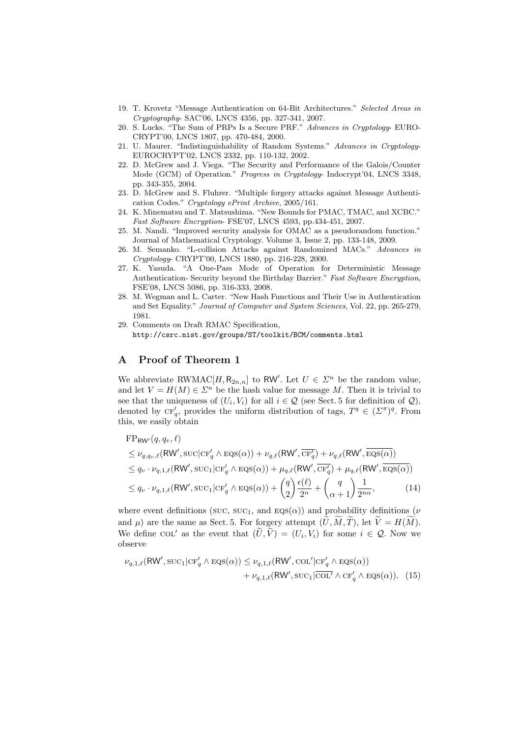19. T. Krovetz "Message Authentication on 64-Bit Architectures." *Selected Areas in Cryptography*- SAC'06, LNCS 4356, pp. 327-341, 2007.
20. S. Lucks. "The Sum of PRPs Is a Secure PRF." *Advances in Cryptology*- EUROCRYPT'00, LNCS 1807, pp. 470-484, 2000.
21. U. Maurer. "Indistinguishability of Random Systems." *Advances in Cryptology*- EUROCRYPT'02, LNCS 2332, pp. 110-132, 2002.
22. D. McGrew and J. Viega. "The Security and Performance of the Galois/Counter Mode (GCM) of Operation." *Progress in Cryptology*- Indocrypt'04, LNCS 3348, pp. 343-355, 2004.
23. D. McGrew and S. Fluhrer. "Multiple forgery attacks against Message Authentication Codes." *Cryptology ePrint Archive*, 2005/161.
24. K. Minematsu and T. Matsushima. "New Bounds for PMAC, TMAC, and XCBC." *Fast Software Encryption*- FSE'07, LNCS 4593, pp.434-451, 2007.
25. M. Nandi. "Improved security analysis for OMAC as a pseudorandom function." Journal of Mathematical Cryptology. Volume 3, Issue 2, pp. 133-148, 2009.
26. M. Semanko. "L-collision Attacks against Randomized MACs." *Advances in Cryptology*- CRYPT'00, LNCS 1880, pp. 216-228, 2000.
27. K. Yasuda. "A One-Pass Mode of Operation for Deterministic Message Authentication- Security beyond the Birthday Barrier." *Fast Software Encryption*, FSE'08, LNCS 5086, pp. 316-333, 2008.
28. M. Wegman and L. Carter. "New Hash Functions and Their Use in Authentication and Set Equality." *Journal of Computer and System Sciences*, Vol. 22, pp. 265-279, 1981.
29. Comments on Draft RMAC Specification, `http://csrc.nist.gov/groups/ST/toolkit/BCM/comments.html`

## A Proof of Theorem 1

We abbreviate $\mathrm{RWMAC}[H, \mathsf{R}_{2n,n}]$ to $\mathsf{RW}'$. Let $U \in \Sigma^n$ be the random value, and let $V = H(M) \in \Sigma^n$ be the hash value for message $M$. Then it is trivial to see that the uniqueness of $(U_i, V_i)$ for all $i \in \mathcal{Q}$ (see Sect. 5 for definition of $\mathcal{Q}$), denoted by $\mathrm{CF}'_q$, provides the uniform distribution of tags, $T^q \in (\Sigma^\pi)^q$. From this, we easily obtain

$$
\begin{aligned}
&\mathrm{FP}_{\mathsf{RW}'}(q, q_v, \ell) \\
&\le \nu_{q,q_v,\ell}(\mathsf{RW}', \mathrm{SUC}|\mathrm{CF}'_q \wedge \mathrm{EQS}(\alpha)) + \nu_{q,\ell}(\mathsf{RW}', \overline{\mathrm{CF}'_q}) + \nu_{q,\ell}(\mathsf{RW}', \overline{\mathrm{EQS}(\alpha)}) \\
&\le q_v \cdot \nu_{q,1,\ell}(\mathsf{RW}', \mathrm{SUC}_1|\mathrm{CF}'_q \wedge \mathrm{EQS}(\alpha)) + \mu_{q,\ell}(\mathsf{RW}', \overline{\mathrm{CF}'_q}) + \mu_{q,\ell}(\mathsf{RW}', \overline{\mathrm{EQS}(\alpha)}) \\
&\le q_v \cdot \nu_{q,1,\ell}(\mathsf{RW}', \mathrm{SUC}_1|\mathrm{CF}'_q \wedge \mathrm{EQS}(\alpha)) + \binom{q}{2}\frac{\epsilon(\ell)}{2^n} + \binom{q}{\alpha+1}\frac{1}{2^{n\alpha}}, \qquad (14)
\end{aligned}
$$

where event definitions (SUC, $\mathrm{SUC}_1$, and $\mathrm{EQS}(\alpha)$) and probability definitions ($\nu$ and $\mu$) are the same as Sect. 5. For forgery attempt $(\widetilde{U}, \widetilde{M}, \widetilde{T})$, let $\widetilde{V} = H(\widetilde{M})$. We define $\mathrm{COL}'$ as the event that $(\widetilde{U}, \widetilde{V}) = (U_i, V_i)$ for some $i \in \mathcal{Q}$. Now we observe

$$
\begin{aligned}
\nu_{q,1,\ell}(\mathsf{RW}', \mathrm{SUC}_1|\mathrm{CF}'_q \wedge \mathrm{EQS}(\alpha)) \le\ & \nu_{q,1,\ell}(\mathsf{RW}', \mathrm{COL}'|\mathrm{CF}'_q \wedge \mathrm{EQS}(\alpha)) \\
&+ \nu_{q,1,\ell}(\mathsf{RW}', \mathrm{SUC}_1|\overline{\mathrm{COL}'} \wedge \mathrm{CF}'_q \wedge \mathrm{EQS}(\alpha)). \quad (15)
\end{aligned}
$$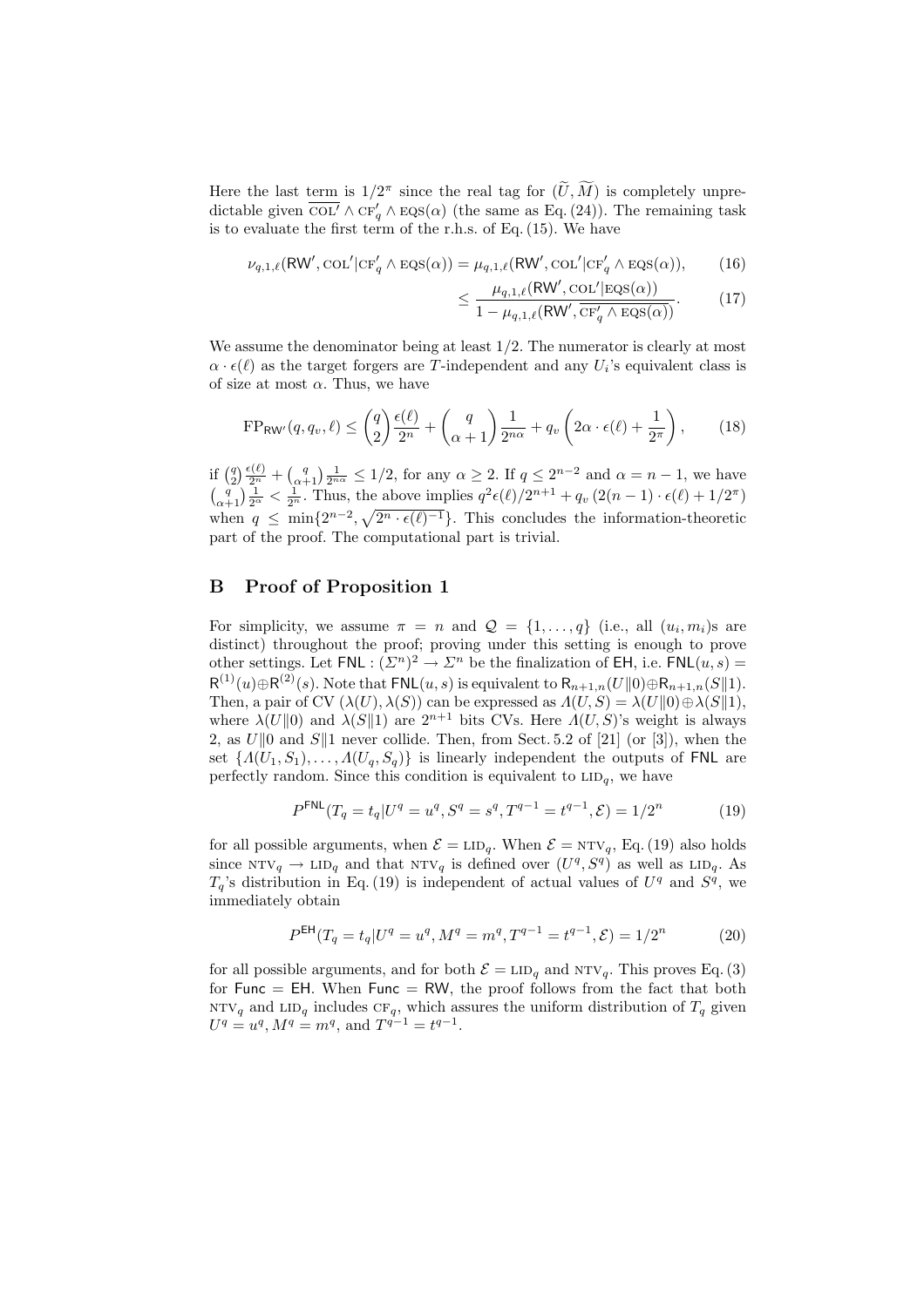Here the last term is $1/2^\pi$ since the real tag for $(\widetilde{U}, \widetilde{M})$ is completely unpredictable given $\overline{\text{COL}'} \wedge \text{CF}'_q \wedge \text{EQS}(\alpha)$ (the same as Eq. (24)). The remaining task is to evaluate the first term of the r.h.s. of Eq. (15). We have

$$\nu_{q,1,\ell}(\mathsf{RW}', \text{COL}'|\text{CF}'_q \wedge \text{EQS}(\alpha)) = \mu_{q,1,\ell}(\mathsf{RW}', \text{COL}'|\text{CF}'_q \wedge \text{EQS}(\alpha)), \tag{16}$$

$$\leq \frac{\mu_{q,1,\ell}(\mathsf{RW}', \text{COL}'|\text{EQS}(\alpha))}{1 - \mu_{q,1,\ell}(\mathsf{RW}', \overline{\text{CF}'_q \wedge \text{EQS}(\alpha)})}. \tag{17}$$

We assume the denominator being at least $1/2$. The numerator is clearly at most $\alpha \cdot \epsilon(\ell)$ as the target forgers are $T$-independent and any $U_i$'s equivalent class is of size at most $\alpha$. Thus, we have

$$\text{FP}_{\mathsf{RW}'}(q, q_v, \ell) \leq \binom{q}{2}\frac{\epsilon(\ell)}{2^n} + \binom{q}{\alpha+1}\frac{1}{2^{n\alpha}} + q_v\left(2\alpha \cdot \epsilon(\ell) + \frac{1}{2^\pi}\right), \tag{18}$$

if $\binom{q}{2}\frac{\epsilon(\ell)}{2^n} + \binom{q}{\alpha+1}\frac{1}{2^{n\alpha}} \leq 1/2$, for any $\alpha \geq 2$. If $q \leq 2^{n-2}$ and $\alpha = n-1$, we have $\binom{q}{\alpha+1}\frac{1}{2^\alpha} < \frac{1}{2^n}$. Thus, the above implies $q^2\epsilon(\ell)/2^{n+1} + q_v\left(2(n-1)\cdot\epsilon(\ell) + 1/2^\pi\right)$ when $q \leq \min\{2^{n-2}, \sqrt{2^n \cdot \epsilon(\ell)^{-1}}\}$. This concludes the information-theoretic part of the proof. The computational part is trivial.

## B Proof of Proposition 1

For simplicity, we assume $\pi = n$ and $\mathcal{Q} = \{1, \ldots, q\}$ (i.e., all $(u_i, m_i)$s are distinct) throughout the proof; proving under this setting is enough to prove other settings. Let $\mathsf{FNL} : (\Sigma^n)^2 \to \Sigma^n$ be the finalization of $\mathsf{EH}$, i.e. $\mathsf{FNL}(u, s) = \mathsf{R}^{(1)}(u) \oplus \mathsf{R}^{(2)}(s)$. Note that $\mathsf{FNL}(u, s)$ is equivalent to $\mathsf{R}_{n+1,n}(U\|0) \oplus \mathsf{R}_{n+1,n}(S\|1)$. Then, a pair of CV $(\lambda(U), \lambda(S))$ can be expressed as $\Lambda(U, S) = \lambda(U\|0) \oplus \lambda(S\|1)$, where $\lambda(U\|0)$ and $\lambda(S\|1)$ are $2^{n+1}$ bits CVs. Here $\Lambda(U, S)$'s weight is always 2, as $U\|0$ and $S\|1$ never collide. Then, from Sect. 5.2 of [21] (or [3]), when the set $\{\Lambda(U_1, S_1), \ldots, \Lambda(U_q, S_q)\}$ is linearly independent the outputs of $\mathsf{FNL}$ are perfectly random. Since this condition is equivalent to $\text{LID}_q$, we have

$$P^{\mathsf{FNL}}(T_q = t_q | U^q = u^q, S^q = s^q, T^{q-1} = t^{q-1}, \mathcal{E}) = 1/2^n \tag{19}$$

for all possible arguments, when $\mathcal{E} = \text{LID}_q$. When $\mathcal{E} = \text{NTV}_q$, Eq. (19) also holds since $\text{NTV}_q \to \text{LID}_q$ and that $\text{NTV}_q$ is defined over $(U^q, S^q)$ as well as $\text{LID}_q$. As $T_q$'s distribution in Eq. (19) is independent of actual values of $U^q$ and $S^q$, we immediately obtain

$$P^{\mathsf{EH}}(T_q = t_q | U^q = u^q, M^q = m^q, T^{q-1} = t^{q-1}, \mathcal{E}) = 1/2^n \tag{20}$$

for all possible arguments, and for both $\mathcal{E} = \text{LID}_q$ and $\text{NTV}_q$. This proves Eq. (3) for $\mathsf{Func} = \mathsf{EH}$. When $\mathsf{Func} = \mathsf{RW}$, the proof follows from the fact that both $\text{NTV}_q$ and $\text{LID}_q$ includes $\text{CF}_q$, which assures the uniform distribution of $T_q$ given $U^q = u^q, M^q = m^q$, and $T^{q-1} = t^{q-1}$.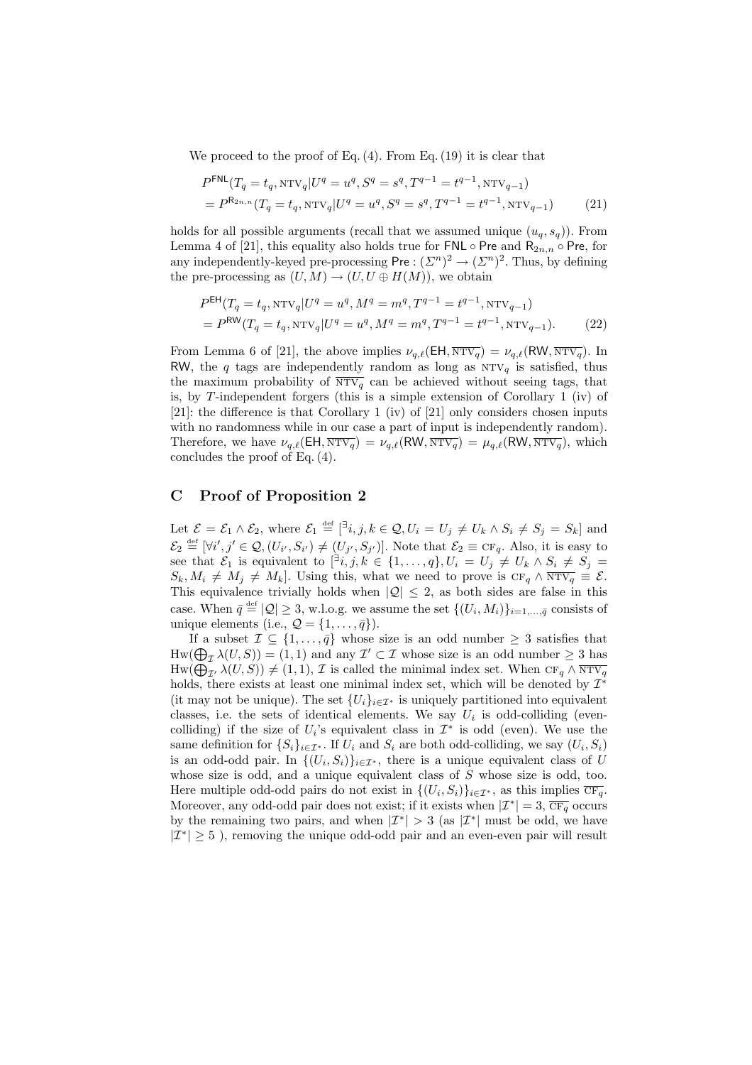We proceed to the proof of Eq. (4). From Eq. (19) it is clear that

$$
\begin{aligned}
&P^{\mathsf{FNL}}(T_q = t_q, \mathrm{NTV}_q | U^q = u^q, S^q = s^q, T^{q-1} = t^{q-1}, \mathrm{NTV}_{q-1}) \\
&= P^{\mathsf{R}_{2n,n}}(T_q = t_q, \mathrm{NTV}_q | U^q = u^q, S^q = s^q, T^{q-1} = t^{q-1}, \mathrm{NTV}_{q-1}) \qquad (21)
\end{aligned}
$$

holds for all possible arguments (recall that we assumed unique $(u_q, s_q)$). From Lemma 4 of [21], this equality also holds true for $\mathsf{FNL} \circ \mathsf{Pre}$ and $\mathsf{R}_{2n,n} \circ \mathsf{Pre}$, for any independently-keyed pre-processing $\mathsf{Pre} : (\Sigma^n)^2 \to (\Sigma^n)^2$. Thus, by defining the pre-processing as $(U, M) \to (U, U \oplus H(M))$, we obtain

$$
\begin{aligned}
&P^{\mathsf{EH}}(T_q = t_q, \mathrm{NTV}_q | U^q = u^q, M^q = m^q, T^{q-1} = t^{q-1}, \mathrm{NTV}_{q-1}) \\
&= P^{\mathsf{RW}}(T_q = t_q, \mathrm{NTV}_q | U^q = u^q, M^q = m^q, T^{q-1} = t^{q-1}, \mathrm{NTV}_{q-1}). \qquad (22)
\end{aligned}
$$

From Lemma 6 of [21], the above implies $\nu_{q,\ell}(\mathsf{EH}, \overline{\mathrm{NTV}_q}) = \nu_{q,\ell}(\mathsf{RW}, \overline{\mathrm{NTV}_q})$. In $\mathsf{RW}$, the $q$ tags are independently random as long as $\mathrm{NTV}_q$ is satisfied, thus the maximum probability of $\overline{\mathrm{NTV}_q}$ can be achieved without seeing tags, that is, by $T$-independent forgers (this is a simple extension of Corollary 1 (iv) of [21]: the difference is that Corollary 1 (iv) of [21] only considers chosen inputs with no randomness while in our case a part of input is independently random). Therefore, we have $\nu_{q,\ell}(\mathsf{EH}, \overline{\mathrm{NTV}_q}) = \nu_{q,\ell}(\mathsf{RW}, \overline{\mathrm{NTV}_q}) = \mu_{q,\ell}(\mathsf{RW}, \overline{\mathrm{NTV}_q})$, which concludes the proof of Eq. (4).

## C Proof of Proposition 2

Let $\mathcal{E} = \mathcal{E}_1 \wedge \mathcal{E}_2$, where $\mathcal{E}_1 \stackrel{\text{def}}{=} [{}^{\exists} i, j, k \in \mathcal{Q}, U_i = U_j \neq U_k \wedge S_i \neq S_j = S_k]$ and $\mathcal{E}_2 \stackrel{\text{def}}{=} [\forall i', j' \in \mathcal{Q}, (U_{i'}, S_{i'}) \neq (U_{j'}, S_{j'})]$. Note that $\mathcal{E}_2 \equiv \mathrm{CF}_q$. Also, it is easy to see that $\mathcal{E}_1$ is equivalent to $[{}^{\exists} i, j, k \in \{1, \ldots, q\}, U_i = U_j \neq U_k \wedge S_i \neq S_j = S_k, M_i \neq M_j \neq M_k]$. Using this, what we need to prove is $\mathrm{CF}_q \wedge \overline{\mathrm{NTV}_q} \equiv \mathcal{E}$. This equivalence trivially holds when $|\mathcal{Q}| \leq 2$, as both sides are false in this case. When $\bar{q} \stackrel{\text{def}}{=} |\mathcal{Q}| \geq 3$, w.l.o.g. we assume the set $\{(U_i, M_i)\}_{i=1,\ldots,\bar{q}}$ consists of unique elements (i.e., $\mathcal{Q} = \{1, \ldots, \bar{q}\}$).

If a subset $\mathcal{I} \subseteq \{1, \ldots, \bar{q}\}$ whose size is an odd number $\geq 3$ satisfies that $\mathrm{Hw}(\bigoplus_{\mathcal{I}} \lambda(U, S)) = (1, 1)$ and any $\mathcal{I}' \subset \mathcal{I}$ whose size is an odd number $\geq 3$ has $\mathrm{Hw}(\bigoplus_{\mathcal{I}'} \lambda(U, S)) \neq (1, 1)$, $\mathcal{I}$ is called the minimal index set. When $\mathrm{CF}_q \wedge \overline{\mathrm{NTV}_q}$ holds, there exists at least one minimal index set, which will be denoted by $\mathcal{I}^*$ (it may not be unique). The set $\{U_i\}_{i \in \mathcal{I}^*}$ is uniquely partitioned into equivalent classes, i.e. the sets of identical elements. We say $U_i$ is odd-colliding (even-colliding) if the size of $U_i$'s equivalent class in $\mathcal{I}^*$ is odd (even). We use the same definition for $\{S_i\}_{i \in \mathcal{I}^*}$. If $U_i$ and $S_i$ are both odd-colliding, we say $(U_i, S_i)$ is an odd-odd pair. In $\{(U_i, S_i)\}_{i \in \mathcal{I}^*}$, there is a unique equivalent class of $U$ whose size is odd, and a unique equivalent class of $S$ whose size is odd, too. Here multiple odd-odd pairs do not exist in $\{(U_i, S_i)\}_{i \in \mathcal{I}^*}$, as this implies $\overline{\mathrm{CF}_q}$. Moreover, any odd-odd pair does not exist; if it exists when $|\mathcal{I}^*| = 3$, $\overline{\mathrm{CF}_q}$ occurs by the remaining two pairs, and when $|\mathcal{I}^*| > 3$ (as $|\mathcal{I}^*|$ must be odd, we have $|\mathcal{I}^*| \geq 5$ ), removing the unique odd-odd pair and an even-even pair will result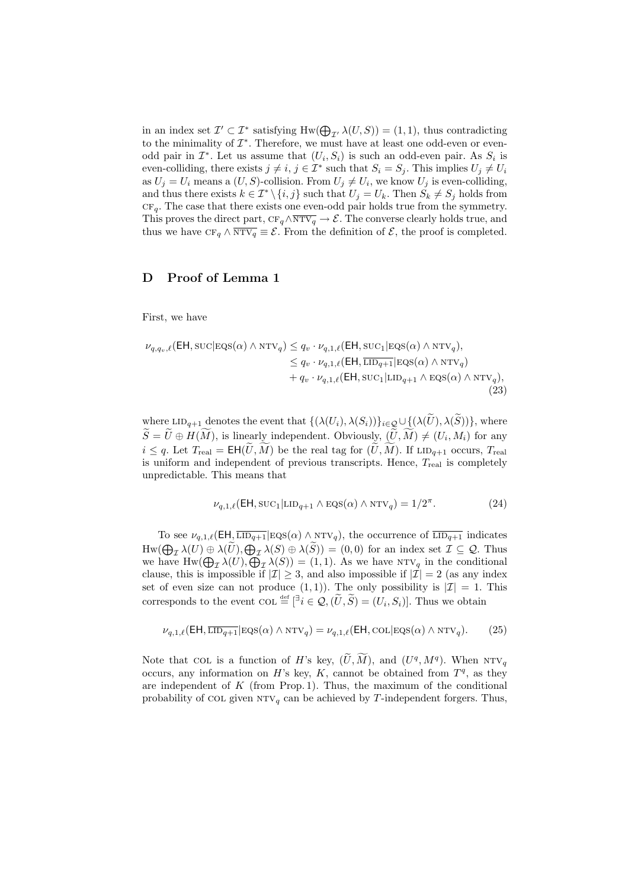in an index set $\mathcal{I}' \subset \mathcal{I}^*$ satisfying $\mathrm{Hw}(\bigoplus_{\mathcal{I}'} \lambda(U, S)) = (1, 1)$, thus contradicting to the minimality of $\mathcal{I}^*$. Therefore, we must have at least one odd-even or even-odd pair in $\mathcal{I}^*$. Let us assume that $(U_i, S_i)$ is such an odd-even pair. As $S_i$ is even-colliding, there exists $j \neq i$, $j \in \mathcal{I}^*$ such that $S_i = S_j$. This implies $U_j \neq U_i$ as $U_j = U_i$ means a $(U, S)$-collision. From $U_j \neq U_i$, we know $U_j$ is even-colliding, and thus there exists $k \in \mathcal{I}^* \setminus \{i, j\}$ such that $U_j = U_k$. Then $S_k \neq S_j$ holds from $\textsc{cf}_q$. The case that there exists one even-odd pair holds true from the symmetry. This proves the direct part, $\textsc{cf}_q \wedge \overline{\textsc{ntv}_q} \to \mathcal{E}$. The converse clearly holds true, and thus we have $\textsc{cf}_q \wedge \overline{\textsc{ntv}_q} \equiv \mathcal{E}$. From the definition of $\mathcal{E}$, the proof is completed.

## D Proof of Lemma 1

First, we have

$$
\begin{aligned}
\nu_{q,q_v,\ell}(\mathsf{EH}, \textsc{suc}|\textsc{eqs}(\alpha) \wedge \textsc{ntv}_q) &\leq q_v \cdot \nu_{q,1,\ell}(\mathsf{EH}, \textsc{suc}_1|\textsc{eqs}(\alpha) \wedge \textsc{ntv}_q), \\
&\leq q_v \cdot \nu_{q,1,\ell}(\mathsf{EH}, \overline{\textsc{lid}_{q+1}}|\textsc{eqs}(\alpha) \wedge \textsc{ntv}_q) \\
&\quad + q_v \cdot \nu_{q,1,\ell}(\mathsf{EH}, \textsc{suc}_1|\textsc{lid}_{q+1} \wedge \textsc{eqs}(\alpha) \wedge \textsc{ntv}_q),
\end{aligned}
\tag{23}
$$

where $\textsc{lid}_{q+1}$ denotes the event that $\{(\lambda(U_i), \lambda(S_i))\}_{i \in \mathcal{Q}} \cup \{(\lambda(\widetilde{U}), \lambda(\widetilde{S}))\}$, where $\widetilde{S} = \widetilde{U} \oplus H(\widetilde{M})$, is linearly independent. Obviously, $(\widetilde{U}, \widetilde{M}) \neq (U_i, M_i)$ for any $i \leq q$. Let $T_{\mathrm{real}} = \mathsf{EH}(\widetilde{U}, \widetilde{M})$ be the real tag for $(\widetilde{U}, \widetilde{M})$. If $\textsc{lid}_{q+1}$ occurs, $T_{\mathrm{real}}$ is uniform and independent of previous transcripts. Hence, $T_{\mathrm{real}}$ is completely unpredictable. This means that

$$
\nu_{q,1,\ell}(\mathsf{EH}, \textsc{suc}_1|\textsc{lid}_{q+1} \wedge \textsc{eqs}(\alpha) \wedge \textsc{ntv}_q) = 1/2^{\pi}. \tag{24}
$$

To see $\nu_{q,1,\ell}(\mathsf{EH}, \overline{\textsc{lid}_{q+1}}|\textsc{eqs}(\alpha) \wedge \textsc{ntv}_q)$, the occurrence of $\overline{\textsc{lid}_{q+1}}$ indicates $\mathrm{Hw}(\bigoplus_{\mathcal{I}} \lambda(U) \oplus \lambda(\widetilde{U}), \bigoplus_{\mathcal{I}} \lambda(S) \oplus \lambda(\widetilde{S})) = (0, 0)$ for an index set $\mathcal{I} \subseteq \mathcal{Q}$. Thus we have $\mathrm{Hw}(\bigoplus_{\mathcal{I}} \lambda(U), \bigoplus_{\mathcal{I}} \lambda(S)) = (1, 1)$. As we have $\textsc{ntv}_q$ in the conditional clause, this is impossible if $|\mathcal{I}| \geq 3$, and also impossible if $|\mathcal{I}| = 2$ (as any index set of even size can not produce $(1, 1)$). The only possibility is $|\mathcal{I}| = 1$. This corresponds to the event $\textsc{col} \stackrel{\mathrm{def}}{=} [\exists i \in \mathcal{Q}, (\widetilde{U}, \widetilde{S}) = (U_i, S_i)]$. Thus we obtain

$$
\nu_{q,1,\ell}(\mathsf{EH}, \overline{\textsc{lid}_{q+1}}|\textsc{eqs}(\alpha) \wedge \textsc{ntv}_q) = \nu_{q,1,\ell}(\mathsf{EH}, \textsc{col}|\textsc{eqs}(\alpha) \wedge \textsc{ntv}_q). \tag{25}
$$

Note that $\textsc{col}$ is a function of $H$'s key, $(\widetilde{U}, \widetilde{M})$, and $(U^q, M^q)$. When $\textsc{ntv}_q$ occurs, any information on $H$'s key, $K$, cannot be obtained from $T^q$, as they are independent of $K$ (from Prop. 1). Thus, the maximum of the conditional probability of $\textsc{col}$ given $\textsc{ntv}_q$ can be achieved by $T$-independent forgers. Thus,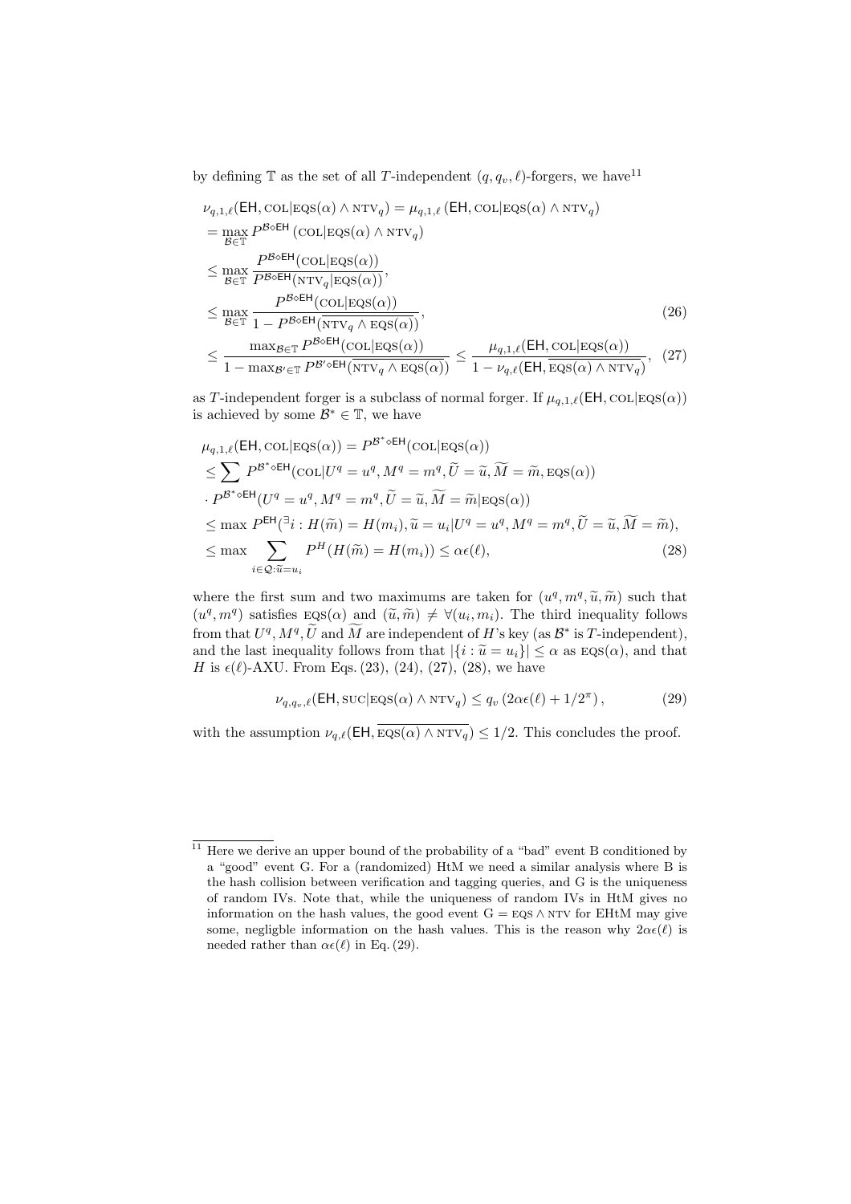by defining $\mathbb{T}$ as the set of all $T$-independent $(q, q_v, \ell)$-forgers, we have[11]

$$
\begin{aligned}
&\nu_{q,1,\ell}(\mathsf{EH}, \text{COL}|\text{EQS}(\alpha) \wedge \text{NTV}_q) = \mu_{q,1,\ell}\left(\mathsf{EH}, \text{COL}|\text{EQS}(\alpha) \wedge \text{NTV}_q\right) \\
&= \max_{\mathcal{B} \in \mathbb{T}} P^{\mathcal{B} \diamond \mathsf{EH}}\left(\text{COL}|\text{EQS}(\alpha) \wedge \text{NTV}_q\right) \\
&\leq \max_{\mathcal{B} \in \mathbb{T}} \frac{P^{\mathcal{B} \diamond \mathsf{EH}}(\text{COL}|\text{EQS}(\alpha))}{P^{\mathcal{B} \diamond \mathsf{EH}}(\text{NTV}_q|\text{EQS}(\alpha))}, \\
&\leq \max_{\mathcal{B} \in \mathbb{T}} \frac{P^{\mathcal{B} \diamond \mathsf{EH}}(\text{COL}|\text{EQS}(\alpha))}{1 - P^{\mathcal{B} \diamond \mathsf{EH}}(\overline{\text{NTV}_q \wedge \text{EQS}(\alpha)})}, \qquad (26) \\
&\leq \frac{\max_{\mathcal{B} \in \mathbb{T}} P^{\mathcal{B} \diamond \mathsf{EH}}(\text{COL}|\text{EQS}(\alpha))}{1 - \max_{\mathcal{B}' \in \mathbb{T}} P^{\mathcal{B}' \diamond \mathsf{EH}}(\overline{\text{NTV}_q \wedge \text{EQS}(\alpha)})} \leq \frac{\mu_{q,1,\ell}(\mathsf{EH}, \text{COL}|\text{EQS}(\alpha))}{1 - \nu_{q,\ell}(\mathsf{EH}, \overline{\text{EQS}(\alpha) \wedge \text{NTV}_q})}, \qquad (27)
\end{aligned}
$$

as $T$-independent forger is a subclass of normal forger. If $\mu_{q,1,\ell}(\mathsf{EH}, \text{COL}|\text{EQS}(\alpha))$ is achieved by some $\mathcal{B}^* \in \mathbb{T}$, we have

$$
\begin{aligned}
&\mu_{q,1,\ell}(\mathsf{EH}, \text{COL}|\text{EQS}(\alpha)) = P^{\mathcal{B}^* \diamond \mathsf{EH}}(\text{COL}|\text{EQS}(\alpha)) \\
&\leq \sum P^{\mathcal{B}^* \diamond \mathsf{EH}}(\text{COL}|U^q = u^q, M^q = m^q, \widetilde{U} = \widetilde{u}, \widetilde{M} = \widetilde{m}, \text{EQS}(\alpha)) \\
&\cdot P^{\mathcal{B}^* \diamond \mathsf{EH}}(U^q = u^q, M^q = m^q, \widetilde{U} = \widetilde{u}, \widetilde{M} = \widetilde{m}|\text{EQS}(\alpha)) \\
&\leq \max P^{\mathsf{EH}}(\exists i : H(\widetilde{m}) = H(m_i), \widetilde{u} = u_i | U^q = u^q, M^q = m^q, \widetilde{U} = \widetilde{u}, \widetilde{M} = \widetilde{m}), \\
&\leq \max \sum_{i \in \mathcal{Q} : \widetilde{u} = u_i} P^H(H(\widetilde{m}) = H(m_i)) \leq \alpha \epsilon(\ell), \qquad (28)
\end{aligned}
$$

where the first sum and two maximums are taken for $(u^q, m^q, \widetilde{u}, \widetilde{m})$ such that $(u^q, m^q)$ satisfies $\text{EQS}(\alpha)$ and $(\widetilde{u}, \widetilde{m}) \neq \forall (u_i, m_i)$. The third inequality follows from that $U^q, M^q, \widetilde{U}$ and $\widetilde{M}$ are independent of $H$'s key (as $\mathcal{B}^*$ is $T$-independent), and the last inequality follows from that $|\{i : \widetilde{u} = u_i\}| \leq \alpha$ as $\text{EQS}(\alpha)$, and that $H$ is $\epsilon(\ell)$-AXU. From Eqs. (23), (24), (27), (28), we have

$$
\nu_{q,q_v,\ell}(\mathsf{EH}, \text{SUC}|\text{EQS}(\alpha) \wedge \text{NTV}_q) \leq q_v \left(2\alpha\epsilon(\ell) + 1/2^{\pi}\right), \qquad (29)
$$

with the assumption $\nu_{q,\ell}(\mathsf{EH}, \overline{\text{EQS}(\alpha) \wedge \text{NTV}_q}) \leq 1/2$. This concludes the proof.

[11] Here we derive an upper bound of the probability of a "bad" event B conditioned by a "good" event G. For a (randomized) HtM we need a similar analysis where B is the hash collision between verification and tagging queries, and G is the uniqueness of random IVs. Note that, while the uniqueness of random IVs in HtM gives no information on the hash values, the good event G = EQS ∧ NTV for EHtM may give some, negligble information on the hash values. This is the reason why $2\alpha\epsilon(\ell)$ is needed rather than $\alpha\epsilon(\ell)$ in Eq. (29).